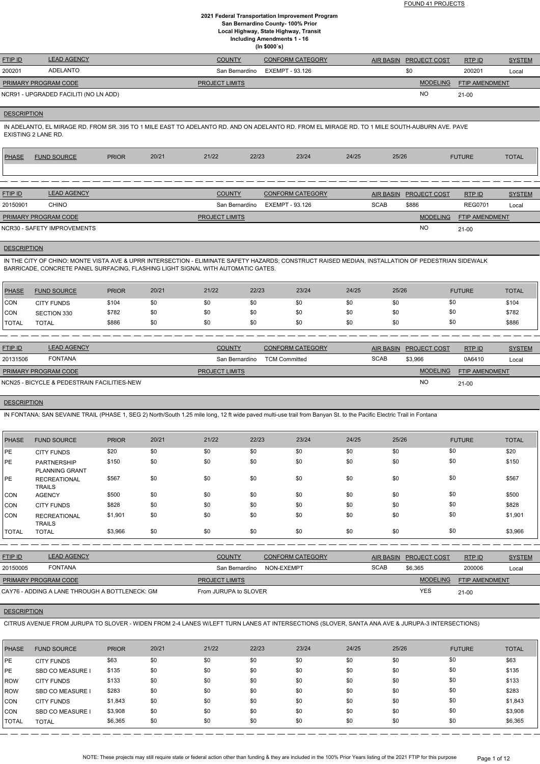FOUND 41 PROJECTS

# 2021 Federal Transportation Improvement Program
## San Bernardino County- 100% Prior
### Local Highway, State Highway, Transit
### Including Amendments 1 - 16
### (In $000`s)

| FTIP ID | LEAD AGENCY | COUNTY | CONFORM CATEGORY | AIR BASIN | PROJECT COST | RTP ID | SYSTEM |
|---|---|---|---|---|---|---|---|
| 200201 | ADELANTO | San Bernardino | EXEMPT - 93.126 | | $0 | 200201 | Local |

| PRIMARY PROGRAM CODE | PROJECT LIMITS | MODELING | FTIP AMENDMENT |
|---|---|---|---|
| NCR91 - UPGRADED FACILITI (NO LN ADD) | | NO | 21-00 |

**DESCRIPTION**

IN ADELANTO, EL MIRAGE RD. FROM SR. 395 TO 1 MILE EAST TO ADELANTO RD. AND ON ADELANTO RD. FROM EL MIRAGE RD. TO 1 MILE SOUTH-AUBURN AVE. PAVE EXISTING 2 LANE RD.

| PHASE | FUND SOURCE | PRIOR | 20/21 | 21/22 | 22/23 | 23/24 | 24/25 | 25/26 | FUTURE | TOTAL |
|---|---|---|---|---|---|---|---|---|---|---|

---

| FTIP ID | LEAD AGENCY | COUNTY | CONFORM CATEGORY | AIR BASIN | PROJECT COST | RTP ID | SYSTEM |
|---|---|---|---|---|---|---|---|
| 20150901 | CHINO | San Bernardino | EXEMPT - 93.126 | SCAB | $886 | REG0701 | Local |

| PRIMARY PROGRAM CODE | PROJECT LIMITS | MODELING | FTIP AMENDMENT |
|---|---|---|---|
| NCR30 - SAFETY IMPROVEMENTS | | NO | 21-00 |

**DESCRIPTION**

IN THE CITY OF CHINO: MONTE VISTA AVE & UPRR INTERSECTION - ELIMINATE SAFETY HAZARDS; CONSTRUCT RAISED MEDIAN, INSTALLATION OF PEDESTRIAN SIDEWALK BARRICADE, CONCRETE PANEL SURFACING, FLASHING LIGHT SIGNAL WITH AUTOMATIC GATES.

| PHASE | FUND SOURCE | PRIOR | 20/21 | 21/22 | 22/23 | 23/24 | 24/25 | 25/26 | FUTURE | TOTAL |
|---|---|---|---|---|---|---|---|---|---|---|
| CON | CITY FUNDS | $104 | $0 | $0 | $0 | $0 | $0 | $0 | $0 | $104 |
| CON | SECTION 330 | $782 | $0 | $0 | $0 | $0 | $0 | $0 | $0 | $782 |
| TOTAL | TOTAL | $886 | $0 | $0 | $0 | $0 | $0 | $0 | $0 | $886 |

---

| FTIP ID | LEAD AGENCY | COUNTY | CONFORM CATEGORY | AIR BASIN | PROJECT COST | RTP ID | SYSTEM |
|---|---|---|---|---|---|---|---|
| 20131506 | FONTANA | San Bernardino | TCM Committed | SCAB | $3,966 | 0A6410 | Local |

| PRIMARY PROGRAM CODE | PROJECT LIMITS | MODELING | FTIP AMENDMENT |
|---|---|---|---|
| NCN25 - BICYCLE & PEDESTRAIN FACILITIES-NEW | | NO | 21-00 |

**DESCRIPTION**

IN FONTANA: SAN SEVAINE TRAIL (PHASE 1, SEG 2) North/South 1.25 mile long, 12 ft wide paved multi-use trail from Banyan St. to the Pacific Electric Trail in Fontana

| PHASE | FUND SOURCE | PRIOR | 20/21 | 21/22 | 22/23 | 23/24 | 24/25 | 25/26 | FUTURE | TOTAL |
|---|---|---|---|---|---|---|---|---|---|---|
| PE | CITY FUNDS | $20 | $0 | $0 | $0 | $0 | $0 | $0 | $0 | $20 |
| PE | PARTNERSHIP PLANNING GRANT | $150 | $0 | $0 | $0 | $0 | $0 | $0 | $0 | $150 |
| PE | RECREATIONAL TRAILS | $567 | $0 | $0 | $0 | $0 | $0 | $0 | $0 | $567 |
| CON | AGENCY | $500 | $0 | $0 | $0 | $0 | $0 | $0 | $0 | $500 |
| CON | CITY FUNDS | $828 | $0 | $0 | $0 | $0 | $0 | $0 | $0 | $828 |
| CON | RECREATIONAL TRAILS | $1,901 | $0 | $0 | $0 | $0 | $0 | $0 | $0 | $1,901 |
| TOTAL | TOTAL | $3,966 | $0 | $0 | $0 | $0 | $0 | $0 | $0 | $3,966 |

---

| FTIP ID | LEAD AGENCY | COUNTY | CONFORM CATEGORY | AIR BASIN | PROJECT COST | RTP ID | SYSTEM |
|---|---|---|---|---|---|---|---|
| 20150005 | FONTANA | San Bernardino | NON-EXEMPT | SCAB | $6,365 | 200006 | Local |

| PRIMARY PROGRAM CODE | PROJECT LIMITS | MODELING | FTIP AMENDMENT |
|---|---|---|---|
| CAY76 - ADDING A LANE THROUGH A BOTTLENECK: GM | From JURUPA to SLOVER | YES | 21-00 |

**DESCRIPTION**

CITRUS AVENUE FROM JURUPA TO SLOVER - WIDEN FROM 2-4 LANES W/LEFT TURN LANES AT INTERSECTIONS (SLOVER, SANTA ANA AVE & JURUPA-3 INTERSECTIONS)

| PHASE | FUND SOURCE | PRIOR | 20/21 | 21/22 | 22/23 | 23/24 | 24/25 | 25/26 | FUTURE | TOTAL |
|---|---|---|---|---|---|---|---|---|---|---|
| PE | CITY FUNDS | $63 | $0 | $0 | $0 | $0 | $0 | $0 | $0 | $63 |
| PE | SBD CO MEASURE I | $135 | $0 | $0 | $0 | $0 | $0 | $0 | $0 | $135 |
| ROW | CITY FUNDS | $133 | $0 | $0 | $0 | $0 | $0 | $0 | $0 | $133 |
| ROW | SBD CO MEASURE I | $283 | $0 | $0 | $0 | $0 | $0 | $0 | $0 | $283 |
| CON | CITY FUNDS | $1,843 | $0 | $0 | $0 | $0 | $0 | $0 | $0 | $1,843 |
| CON | SBD CO MEASURE I | $3,908 | $0 | $0 | $0 | $0 | $0 | $0 | $0 | $3,908 |
| TOTAL | TOTAL | $6,365 | $0 | $0 | $0 | $0 | $0 | $0 | $0 | $6,365 |

NOTE: These projects may still require state or federal action other than funding & they are included in the 100% Prior Years listing of the 2021 FTIP for this purpose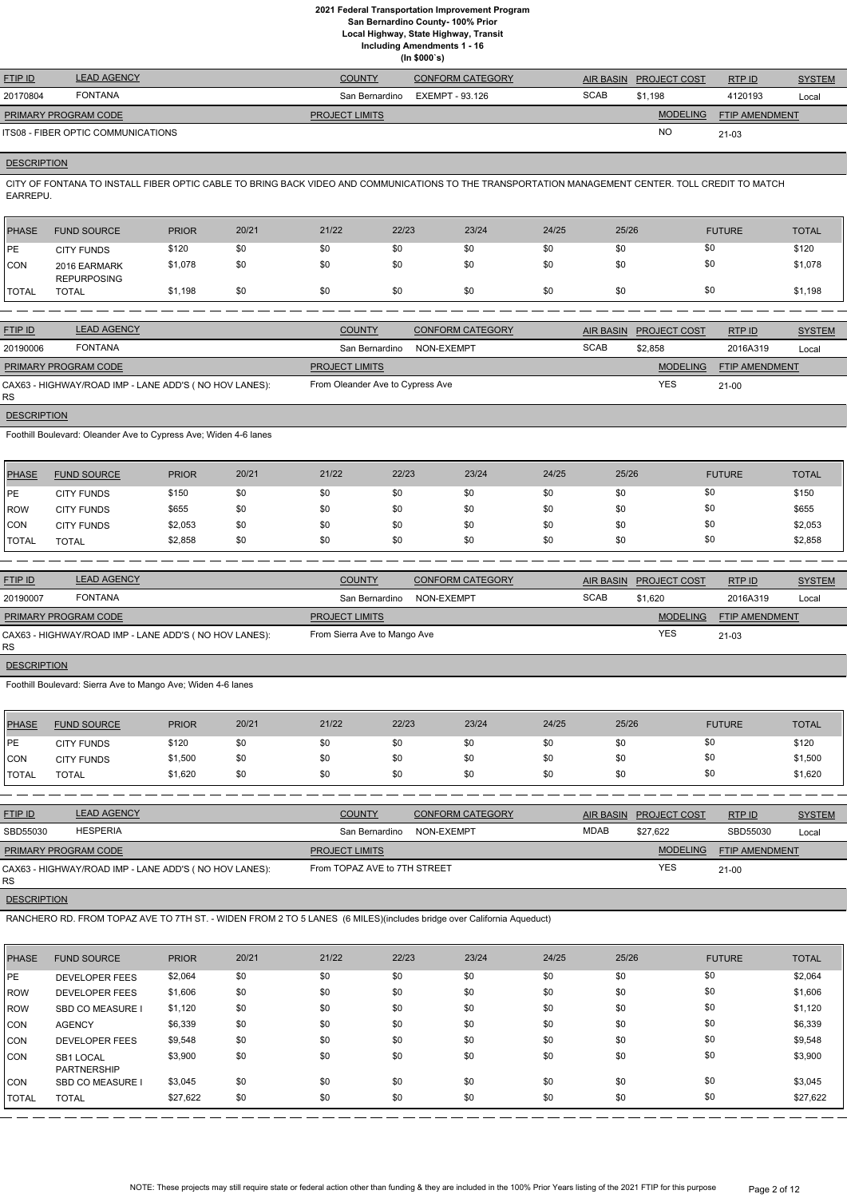# 2021 Federal Transportation Improvement Program
## San Bernardino County- 100% Prior
### Local Highway, State Highway, Transit
### Including Amendments 1 - 16
### (In $000`s)

| FTIP ID | LEAD AGENCY | COUNTY | CONFORM CATEGORY | AIR BASIN | PROJECT COST | RTP ID | SYSTEM |
|---|---|---|---|---|---|---|---|
| 20170804 | FONTANA | San Bernardino | EXEMPT - 93.126 | SCAB | $1,198 | 4120193 | Local |

| PRIMARY PROGRAM CODE | PROJECT LIMITS | MODELING | FTIP AMENDMENT |
|---|---|---|---|
| ITS08 - FIBER OPTIC COMMUNICATIONS | | NO | 21-03 |

**DESCRIPTION**

CITY OF FONTANA TO INSTALL FIBER OPTIC CABLE TO BRING BACK VIDEO AND COMMUNICATIONS TO THE TRANSPORTATION MANAGEMENT CENTER. TOLL CREDIT TO MATCH EARREPU.

| PHASE | FUND SOURCE | PRIOR | 20/21 | 21/22 | 22/23 | 23/24 | 24/25 | 25/26 | FUTURE | TOTAL |
|---|---|---|---|---|---|---|---|---|---|---|
| PE | CITY FUNDS | $120 | $0 | $0 | $0 | $0 | $0 | $0 | $0 | $120 |
| CON | 2016 EARMARK REPURPOSING | $1,078 | $0 | $0 | $0 | $0 | $0 | $0 | $0 | $1,078 |
| TOTAL | TOTAL | $1,198 | $0 | $0 | $0 | $0 | $0 | $0 | $0 | $1,198 |

| FTIP ID | LEAD AGENCY | COUNTY | CONFORM CATEGORY | AIR BASIN | PROJECT COST | RTP ID | SYSTEM |
|---|---|---|---|---|---|---|---|
| 20190006 | FONTANA | San Bernardino | NON-EXEMPT | SCAB | $2,858 | 2016A319 | Local |

| PRIMARY PROGRAM CODE | PROJECT LIMITS | MODELING | FTIP AMENDMENT |
|---|---|---|---|
| CAX63 - HIGHWAY/ROAD IMP - LANE ADD'S ( NO HOV LANES): RS | From Oleander Ave to Cypress Ave | YES | 21-00 |

**DESCRIPTION**

Foothill Boulevard: Oleander Ave to Cypress Ave; Widen 4-6 lanes

| PHASE | FUND SOURCE | PRIOR | 20/21 | 21/22 | 22/23 | 23/24 | 24/25 | 25/26 | FUTURE | TOTAL |
|---|---|---|---|---|---|---|---|---|---|---|
| PE | CITY FUNDS | $150 | $0 | $0 | $0 | $0 | $0 | $0 | $0 | $150 |
| ROW | CITY FUNDS | $655 | $0 | $0 | $0 | $0 | $0 | $0 | $0 | $655 |
| CON | CITY FUNDS | $2,053 | $0 | $0 | $0 | $0 | $0 | $0 | $0 | $2,053 |
| TOTAL | TOTAL | $2,858 | $0 | $0 | $0 | $0 | $0 | $0 | $0 | $2,858 |

| FTIP ID | LEAD AGENCY | COUNTY | CONFORM CATEGORY | AIR BASIN | PROJECT COST | RTP ID | SYSTEM |
|---|---|---|---|---|---|---|---|
| 20190007 | FONTANA | San Bernardino | NON-EXEMPT | SCAB | $1,620 | 2016A319 | Local |

| PRIMARY PROGRAM CODE | PROJECT LIMITS | MODELING | FTIP AMENDMENT |
|---|---|---|---|
| CAX63 - HIGHWAY/ROAD IMP - LANE ADD'S ( NO HOV LANES): RS | From Sierra Ave to Mango Ave | YES | 21-03 |

**DESCRIPTION**

Foothill Boulevard: Sierra Ave to Mango Ave; Widen 4-6 lanes

| PHASE | FUND SOURCE | PRIOR | 20/21 | 21/22 | 22/23 | 23/24 | 24/25 | 25/26 | FUTURE | TOTAL |
|---|---|---|---|---|---|---|---|---|---|---|
| PE | CITY FUNDS | $120 | $0 | $0 | $0 | $0 | $0 | $0 | $0 | $120 |
| CON | CITY FUNDS | $1,500 | $0 | $0 | $0 | $0 | $0 | $0 | $0 | $1,500 |
| TOTAL | TOTAL | $1,620 | $0 | $0 | $0 | $0 | $0 | $0 | $0 | $1,620 |

| FTIP ID | LEAD AGENCY | COUNTY | CONFORM CATEGORY | AIR BASIN | PROJECT COST | RTP ID | SYSTEM |
|---|---|---|---|---|---|---|---|
| SBD55030 | HESPERIA | San Bernardino | NON-EXEMPT | MDAB | $27,622 | SBD55030 | Local |

| PRIMARY PROGRAM CODE | PROJECT LIMITS | MODELING | FTIP AMENDMENT |
|---|---|---|---|
| CAX63 - HIGHWAY/ROAD IMP - LANE ADD'S ( NO HOV LANES): RS | From TOPAZ AVE to 7TH STREET | YES | 21-00 |

**DESCRIPTION**

RANCHERO RD. FROM TOPAZ AVE TO 7TH ST. - WIDEN FROM 2 TO 5 LANES (6 MILES)(includes bridge over California Aqueduct)

| PHASE | FUND SOURCE | PRIOR | 20/21 | 21/22 | 22/23 | 23/24 | 24/25 | 25/26 | FUTURE | TOTAL |
|---|---|---|---|---|---|---|---|---|---|---|
| PE | DEVELOPER FEES | $2,064 | $0 | $0 | $0 | $0 | $0 | $0 | $0 | $2,064 |
| ROW | DEVELOPER FEES | $1,606 | $0 | $0 | $0 | $0 | $0 | $0 | $0 | $1,606 |
| ROW | SBD CO MEASURE I | $1,120 | $0 | $0 | $0 | $0 | $0 | $0 | $0 | $1,120 |
| CON | AGENCY | $6,339 | $0 | $0 | $0 | $0 | $0 | $0 | $0 | $6,339 |
| CON | DEVELOPER FEES | $9,548 | $0 | $0 | $0 | $0 | $0 | $0 | $0 | $9,548 |
| CON | SB1 LOCAL PARTNERSHIP | $3,900 | $0 | $0 | $0 | $0 | $0 | $0 | $0 | $3,900 |
| CON | SBD CO MEASURE I | $3,045 | $0 | $0 | $0 | $0 | $0 | $0 | $0 | $3,045 |
| TOTAL | TOTAL | $27,622 | $0 | $0 | $0 | $0 | $0 | $0 | $0 | $27,622 |

NOTE: These projects may still require state or federal action other than funding & they are included in the 100% Prior Years listing of the 2021 FTIP for this purpose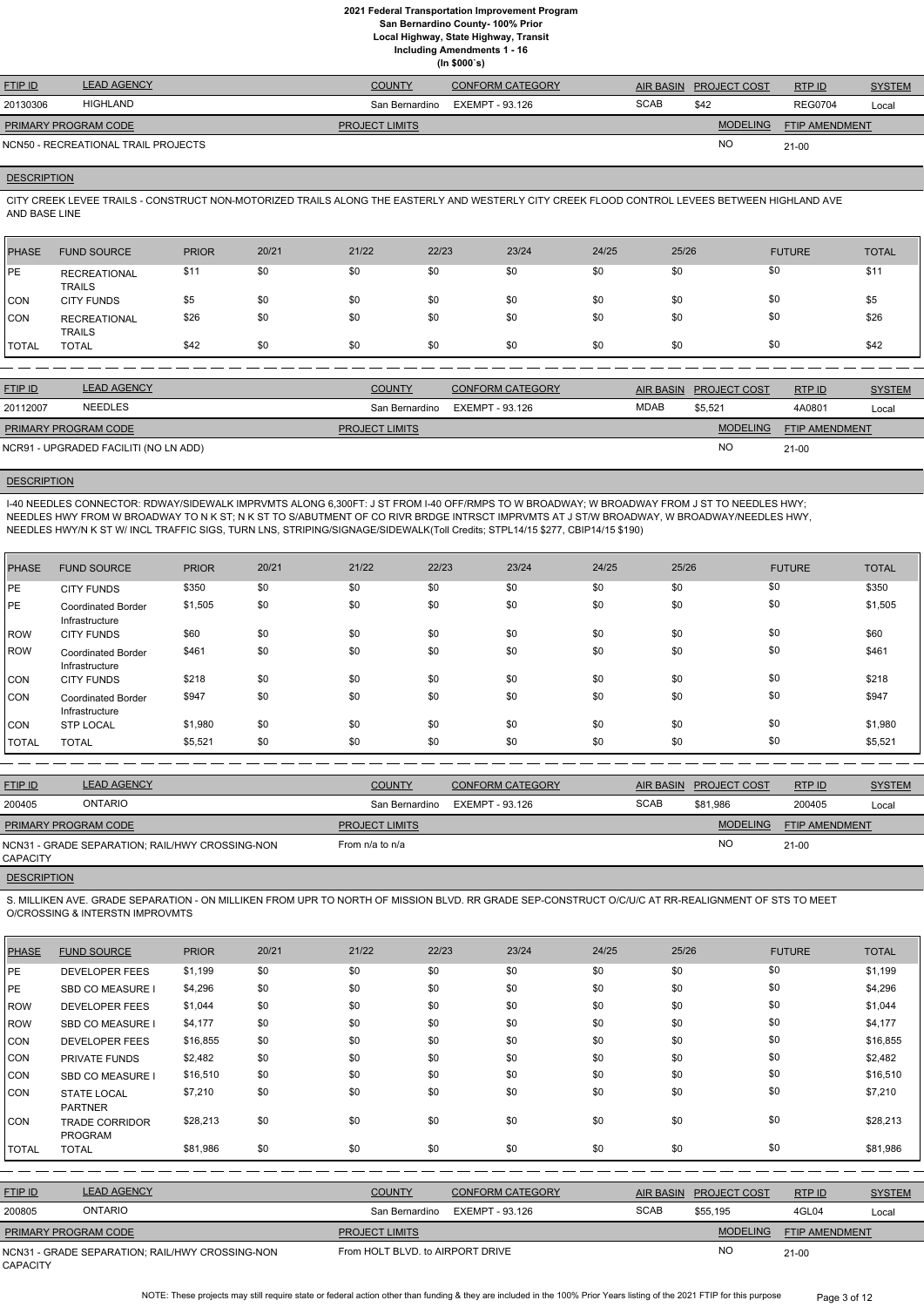| FTIP ID | LEAD AGENCY | COUNTY | CONFORM CATEGORY | AIR BASIN | PROJECT COST | RTP ID | SYSTEM |
|---|---|---|---|---|---|---|---|
| 20130306 | HIGHLAND | San Bernardino | EXEMPT - 93.126 | SCAB | $42 | REG0704 | Local |

| PRIMARY PROGRAM CODE | PROJECT LIMITS | MODELING | FTIP AMENDMENT |
|---|---|---|---|
| NCN50 - RECREATIONAL TRAIL PROJECTS | | NO | 21-00 |

**DESCRIPTION**

CITY CREEK LEVEE TRAILS - CONSTRUCT NON-MOTORIZED TRAILS ALONG THE EASTERLY AND WESTERLY CITY CREEK FLOOD CONTROL LEVEES BETWEEN HIGHLAND AVE AND BASE LINE

| PHASE | FUND SOURCE | PRIOR | 20/21 | 21/22 | 22/23 | 23/24 | 24/25 | 25/26 | FUTURE | TOTAL |
|---|---|---|---|---|---|---|---|---|---|---|
| PE | RECREATIONAL TRAILS | $11 | $0 | $0 | $0 | $0 | $0 | $0 | $0 | $11 |
| CON | CITY FUNDS | $5 | $0 | $0 | $0 | $0 | $0 | $0 | $0 | $5 |
| CON | RECREATIONAL TRAILS | $26 | $0 | $0 | $0 | $0 | $0 | $0 | $0 | $26 |
| TOTAL | TOTAL | $42 | $0 | $0 | $0 | $0 | $0 | $0 | $0 | $42 |

| FTIP ID | LEAD AGENCY | COUNTY | CONFORM CATEGORY | AIR BASIN | PROJECT COST | RTP ID | SYSTEM |
|---|---|---|---|---|---|---|---|
| 20112007 | NEEDLES | San Bernardino | EXEMPT - 93.126 | MDAB | $5,521 | 4A0801 | Local |

| PRIMARY PROGRAM CODE | PROJECT LIMITS | MODELING | FTIP AMENDMENT |
|---|---|---|---|
| NCR91 - UPGRADED FACILITI (NO LN ADD) | | NO | 21-00 |

**DESCRIPTION**

I-40 NEEDLES CONNECTOR: RDWAY/SIDEWALK IMPRVMTS ALONG 6,300FT: J ST FROM I-40 OFF/RMPS TO W BROADWAY; W BROADWAY FROM J ST TO NEEDLES HWY; NEEDLES HWY FROM W BROADWAY TO N K ST; N K ST TO S/ABUTMENT OF CO RIVR BRDGE INTRSCT IMPRVMTS AT J ST/W BROADWAY, W BROADWAY/NEEDLES HWY, NEEDLES HWY/N K ST W/ INCL TRAFFIC SIGS, TURN LNS, STRIPING/SIGNAGE/SIDEWALK(Toll Credits; STPL14/15 $277, CBIP14/15 $190)

| PHASE | FUND SOURCE | PRIOR | 20/21 | 21/22 | 22/23 | 23/24 | 24/25 | 25/26 | FUTURE | TOTAL |
|---|---|---|---|---|---|---|---|---|---|---|
| PE | CITY FUNDS | $350 | $0 | $0 | $0 | $0 | $0 | $0 | $0 | $350 |
| PE | Coordinated Border Infrastructure | $1,505 | $0 | $0 | $0 | $0 | $0 | $0 | $0 | $1,505 |
| ROW | CITY FUNDS | $60 | $0 | $0 | $0 | $0 | $0 | $0 | $0 | $60 |
| ROW | Coordinated Border Infrastructure | $461 | $0 | $0 | $0 | $0 | $0 | $0 | $0 | $461 |
| CON | CITY FUNDS | $218 | $0 | $0 | $0 | $0 | $0 | $0 | $0 | $218 |
| CON | Coordinated Border Infrastructure | $947 | $0 | $0 | $0 | $0 | $0 | $0 | $0 | $947 |
| CON | STP LOCAL | $1,980 | $0 | $0 | $0 | $0 | $0 | $0 | $0 | $1,980 |
| TOTAL | TOTAL | $5,521 | $0 | $0 | $0 | $0 | $0 | $0 | $0 | $5,521 |

| FTIP ID | LEAD AGENCY | COUNTY | CONFORM CATEGORY | AIR BASIN | PROJECT COST | RTP ID | SYSTEM |
|---|---|---|---|---|---|---|---|
| 200405 | ONTARIO | San Bernardino | EXEMPT - 93.126 | SCAB | $81,986 | 200405 | Local |

| PRIMARY PROGRAM CODE | PROJECT LIMITS | MODELING | FTIP AMENDMENT |
|---|---|---|---|
| NCN31 - GRADE SEPARATION; RAIL/HWY CROSSING-NON CAPACITY | From n/a to n/a | NO | 21-00 |

**DESCRIPTION**

S. MILLIKEN AVE. GRADE SEPARATION - ON MILLIKEN FROM UPR TO NORTH OF MISSION BLVD. RR GRADE SEP-CONSTRUCT O/C/U/C AT RR-REALIGNMENT OF STS TO MEET O/CROSSING & INTERSTN IMPROVMTS

| PHASE | FUND SOURCE | PRIOR | 20/21 | 21/22 | 22/23 | 23/24 | 24/25 | 25/26 | FUTURE | TOTAL |
|---|---|---|---|---|---|---|---|---|---|---|
| PE | DEVELOPER FEES | $1,199 | $0 | $0 | $0 | $0 | $0 | $0 | $0 | $1,199 |
| PE | SBD CO MEASURE I | $4,296 | $0 | $0 | $0 | $0 | $0 | $0 | $0 | $4,296 |
| ROW | DEVELOPER FEES | $1,044 | $0 | $0 | $0 | $0 | $0 | $0 | $0 | $1,044 |
| ROW | SBD CO MEASURE I | $4,177 | $0 | $0 | $0 | $0 | $0 | $0 | $0 | $4,177 |
| CON | DEVELOPER FEES | $16,855 | $0 | $0 | $0 | $0 | $0 | $0 | $0 | $16,855 |
| CON | PRIVATE FUNDS | $2,482 | $0 | $0 | $0 | $0 | $0 | $0 | $0 | $2,482 |
| CON | SBD CO MEASURE I | $16,510 | $0 | $0 | $0 | $0 | $0 | $0 | $0 | $16,510 |
| CON | STATE LOCAL PARTNER | $7,210 | $0 | $0 | $0 | $0 | $0 | $0 | $0 | $7,210 |
| CON | TRADE CORRIDOR PROGRAM | $28,213 | $0 | $0 | $0 | $0 | $0 | $0 | $0 | $28,213 |
| TOTAL | TOTAL | $81,986 | $0 | $0 | $0 | $0 | $0 | $0 | $0 | $81,986 |

| FTIP ID | LEAD AGENCY | COUNTY | CONFORM CATEGORY | AIR BASIN | PROJECT COST | RTP ID | SYSTEM |
|---|---|---|---|---|---|---|---|
| 200805 | ONTARIO | San Bernardino | EXEMPT - 93.126 | SCAB | $55,195 | 4GL04 | Local |

| PRIMARY PROGRAM CODE | PROJECT LIMITS | MODELING | FTIP AMENDMENT |
|---|---|---|---|
| NCN31 - GRADE SEPARATION; RAIL/HWY CROSSING-NON CAPACITY | From HOLT BLVD. to AIRPORT DRIVE | NO | 21-00 |

NOTE: These projects may still require state or federal action other than funding & they are included in the 100% Prior Years listing of the 2021 FTIP for this purpose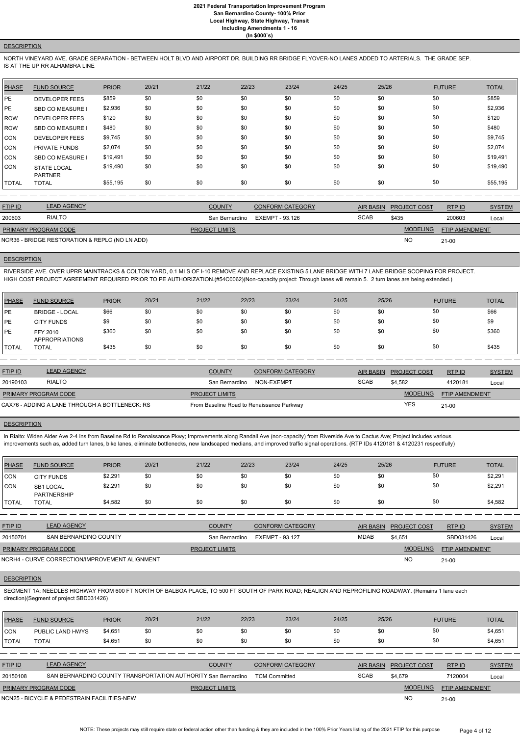## DESCRIPTION

NORTH VINEYARD AVE. GRADE SEPARATION - BETWEEN HOLT BLVD AND AIRPORT DR. BUILDING RR BRIDGE FLYOVER-NO LANES ADDED TO ARTERIALS. THE GRADE SEP. IS AT THE UP RR ALHAMBRA LINE

| PHASE | FUND SOURCE | PRIOR | 20/21 | 21/22 | 22/23 | 23/24 | 24/25 | 25/26 | FUTURE | TOTAL |
|---|---|---|---|---|---|---|---|---|---|---|
| PE | DEVELOPER FEES | $859 | $0 | $0 | $0 | $0 | $0 | $0 | $0 | $859 |
| PE | SBD CO MEASURE I | $2,936 | $0 | $0 | $0 | $0 | $0 | $0 | $0 | $2,936 |
| ROW | DEVELOPER FEES | $120 | $0 | $0 | $0 | $0 | $0 | $0 | $0 | $120 |
| ROW | SBD CO MEASURE I | $480 | $0 | $0 | $0 | $0 | $0 | $0 | $0 | $480 |
| CON | DEVELOPER FEES | $9,745 | $0 | $0 | $0 | $0 | $0 | $0 | $0 | $9,745 |
| CON | PRIVATE FUNDS | $2,074 | $0 | $0 | $0 | $0 | $0 | $0 | $0 | $2,074 |
| CON | SBD CO MEASURE I | $19,491 | $0 | $0 | $0 | $0 | $0 | $0 | $0 | $19,491 |
| CON | STATE LOCAL PARTNER | $19,490 | $0 | $0 | $0 | $0 | $0 | $0 | $0 | $19,490 |
| TOTAL | TOTAL | $55,195 | $0 | $0 | $0 | $0 | $0 | $0 | $0 | $55,195 |

| FTIP ID | LEAD AGENCY | COUNTY | CONFORM CATEGORY | AIR BASIN | PROJECT COST | RTP ID | SYSTEM |
|---|---|---|---|---|---|---|---|
| 200603 | RIALTO | San Bernardino | EXEMPT - 93.126 | SCAB | $435 | 200603 | Local |

| PRIMARY PROGRAM CODE | PROJECT LIMITS | MODELING | FTIP AMENDMENT |
|---|---|---|---|
| NCR36 - BRIDGE RESTORATION & REPLC (NO LN ADD) | | NO | 21-00 |

## DESCRIPTION

RIVERSIDE AVE. OVER UPRR MAINTRACKS & COLTON YARD, 0.1 MI S OF I-10 REMOVE AND REPLACE EXISTING 5 LANE BRIDGE WITH 7 LANE BRIDGE SCOPING FOR PROJECT. HIGH COST PROJECT AGREEMENT REQUIRED PRIOR TO PE AUTHORIZATION.(#54C0062)(Non-capacity project: Through lanes will remain 5. 2 turn lanes are being extended.)

| PHASE | FUND SOURCE | PRIOR | 20/21 | 21/22 | 22/23 | 23/24 | 24/25 | 25/26 | FUTURE | TOTAL |
|---|---|---|---|---|---|---|---|---|---|---|
| PE | BRIDGE - LOCAL | $66 | $0 | $0 | $0 | $0 | $0 | $0 | $0 | $66 |
| PE | CITY FUNDS | $9 | $0 | $0 | $0 | $0 | $0 | $0 | $0 | $9 |
| PE | FFY 2010 APPROPRIATIONS | $360 | $0 | $0 | $0 | $0 | $0 | $0 | $0 | $360 |
| TOTAL | TOTAL | $435 | $0 | $0 | $0 | $0 | $0 | $0 | $0 | $435 |

| FTIP ID | LEAD AGENCY | COUNTY | CONFORM CATEGORY | AIR BASIN | PROJECT COST | RTP ID | SYSTEM |
|---|---|---|---|---|---|---|---|
| 20190103 | RIALTO | San Bernardino | NON-EXEMPT | SCAB | $4,582 | 4120181 | Local |

| PRIMARY PROGRAM CODE | PROJECT LIMITS | MODELING | FTIP AMENDMENT |
|---|---|---|---|
| CAX76 - ADDING A LANE THROUGH A BOTTLENECK: RS | From Baseline Road to Renaissance Parkway | YES | 21-00 |

## DESCRIPTION

In Rialto: Widen Alder Ave 2-4 lns from Baseline Rd to Renaissance Pkwy; Improvements along Randall Ave (non-capacity) from Riverside Ave to Cactus Ave; Project includes various improvements such as, added turn lanes, bike lanes, eliminate bottlenecks, new landscaped medians, and improved traffic signal operations. (RTP IDs 4120181 & 4120231 respectfully)

| PHASE | FUND SOURCE | PRIOR | 20/21 | 21/22 | 22/23 | 23/24 | 24/25 | 25/26 | FUTURE | TOTAL |
|---|---|---|---|---|---|---|---|---|---|---|
| CON | CITY FUNDS | $2,291 | $0 | $0 | $0 | $0 | $0 | $0 | $0 | $2,291 |
| CON | SB1 LOCAL PARTNERSHIP | $2,291 | $0 | $0 | $0 | $0 | $0 | $0 | $0 | $2,291 |
| TOTAL | TOTAL | $4,582 | $0 | $0 | $0 | $0 | $0 | $0 | $0 | $4,582 |

| FTIP ID | LEAD AGENCY | COUNTY | CONFORM CATEGORY | AIR BASIN | PROJECT COST | RTP ID | SYSTEM |
|---|---|---|---|---|---|---|---|
| 20150701 | SAN BERNARDINO COUNTY | San Bernardino | EXEMPT - 93.127 | MDAB | $4,651 | SBD031426 | Local |

| PRIMARY PROGRAM CODE | PROJECT LIMITS | MODELING | FTIP AMENDMENT |
|---|---|---|---|
| NCRH4 - CURVE CORRECTION/IMPROVEMENT ALIGNMENT | | NO | 21-00 |

## DESCRIPTION

SEGMENT 1A: NEEDLES HIGHWAY FROM 600 FT NORTH OF BALBOA PLACE, TO 500 FT SOUTH OF PARK ROAD; REALIGN AND REPROFILING ROADWAY. (Remains 1 lane each direction)(Segment of project SBD031426)

| PHASE | FUND SOURCE | PRIOR | 20/21 | 21/22 | 22/23 | 23/24 | 24/25 | 25/26 | FUTURE | TOTAL |
|---|---|---|---|---|---|---|---|---|---|---|
| CON | PUBLIC LAND HWYS | $4,651 | $0 | $0 | $0 | $0 | $0 | $0 | $0 | $4,651 |
| TOTAL | TOTAL | $4,651 | $0 | $0 | $0 | $0 | $0 | $0 | $0 | $4,651 |

| FTIP ID | LEAD AGENCY | COUNTY | CONFORM CATEGORY | AIR BASIN | PROJECT COST | RTP ID | SYSTEM |
|---|---|---|---|---|---|---|---|
| 20150108 | SAN BERNARDINO COUNTY TRANSPORTATION AUTHORITY | San Bernardino | TCM Committed | SCAB | $4,679 | 7120004 | Local |

| PRIMARY PROGRAM CODE | PROJECT LIMITS | MODELING | FTIP AMENDMENT |
|---|---|---|---|
| NCN25 - BICYCLE & PEDESTRAIN FACILITIES-NEW | | NO | 21-00 |

NOTE: These projects may still require state or federal action other than funding & they are included in the 100% Prior Years listing of the 2021 FTIP for this purpose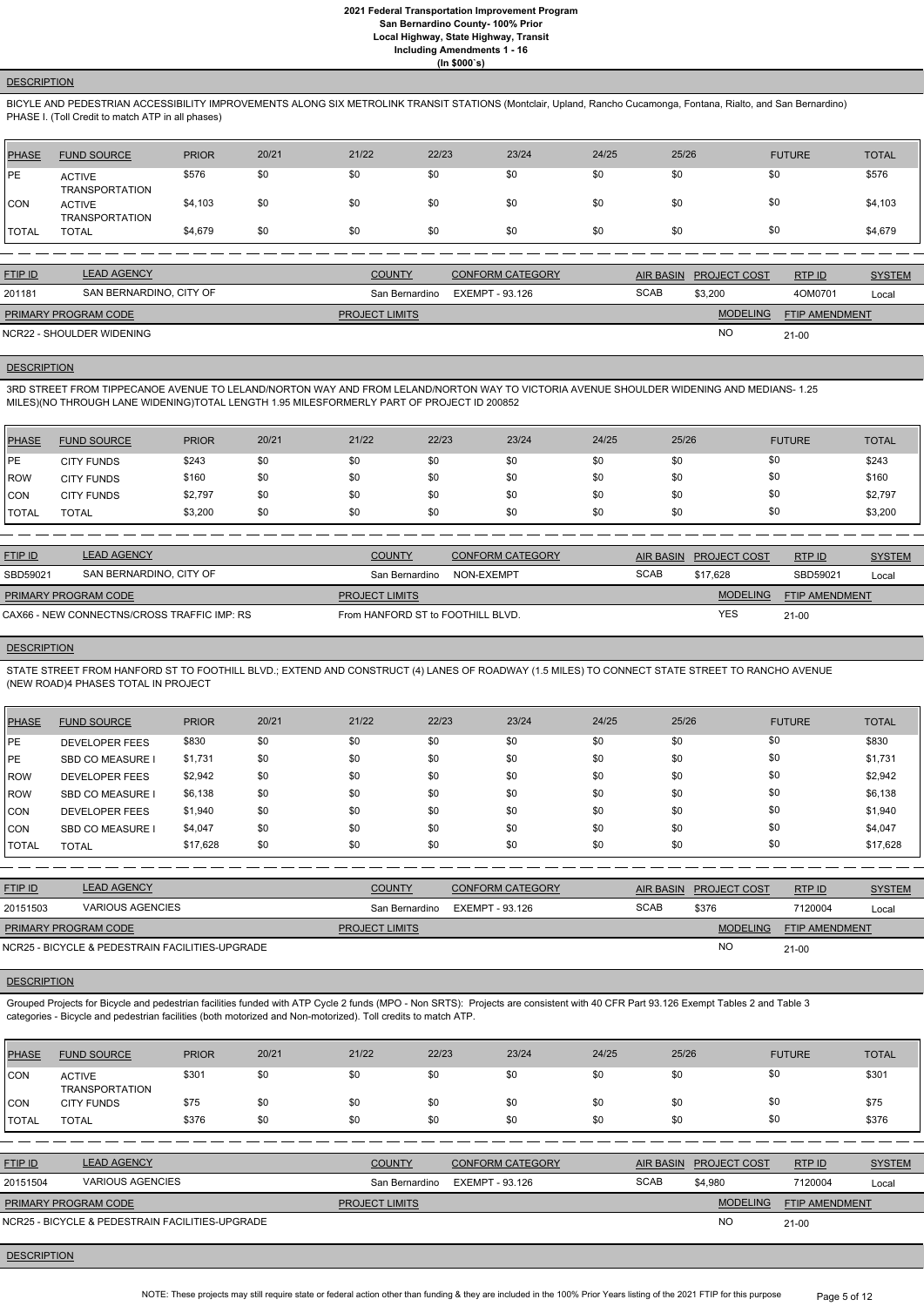**DESCRIPTION**

BICYLE AND PEDESTRIAN ACCESSIBILITY IMPROVEMENTS ALONG SIX METROLINK TRANSIT STATIONS (Montclair, Upland, Rancho Cucamonga, Fontana, Rialto, and San Bernardino) PHASE I. (Toll Credit to match ATP in all phases)

| PHASE | FUND SOURCE | PRIOR | 20/21 | 21/22 | 22/23 | 23/24 | 24/25 | 25/26 | FUTURE | TOTAL |
|---|---|---|---|---|---|---|---|---|---|---|
| PE | ACTIVE TRANSPORTATION | $576 | $0 | $0 | $0 | $0 | $0 | $0 | $0 | $576 |
| CON | ACTIVE TRANSPORTATION | $4,103 | $0 | $0 | $0 | $0 | $0 | $0 | $0 | $4,103 |
| TOTAL | TOTAL | $4,679 | $0 | $0 | $0 | $0 | $0 | $0 | $0 | $4,679 |

| FTIP ID | LEAD AGENCY | COUNTY | CONFORM CATEGORY | AIR BASIN | PROJECT COST | RTP ID | SYSTEM |
|---|---|---|---|---|---|---|---|
| 201181 | SAN BERNARDINO, CITY OF | San Bernardino | EXEMPT - 93.126 | SCAB | $3,200 | 4OM0701 | Local |

| PRIMARY PROGRAM CODE | PROJECT LIMITS | MODELING | FTIP AMENDMENT |
|---|---|---|---|
| NCR22 - SHOULDER WIDENING | | NO | 21-00 |

**DESCRIPTION**

3RD STREET FROM TIPPECANOE AVENUE TO LELAND/NORTON WAY AND FROM LELAND/NORTON WAY TO VICTORIA AVENUE SHOULDER WIDENING AND MEDIANS- 1.25 MILES)(NO THROUGH LANE WIDENING)TOTAL LENGTH 1.95 MILESFORMERLY PART OF PROJECT ID 200852

| PHASE | FUND SOURCE | PRIOR | 20/21 | 21/22 | 22/23 | 23/24 | 24/25 | 25/26 | FUTURE | TOTAL |
|---|---|---|---|---|---|---|---|---|---|---|
| PE | CITY FUNDS | $243 | $0 | $0 | $0 | $0 | $0 | $0 | $0 | $243 |
| ROW | CITY FUNDS | $160 | $0 | $0 | $0 | $0 | $0 | $0 | $0 | $160 |
| CON | CITY FUNDS | $2,797 | $0 | $0 | $0 | $0 | $0 | $0 | $0 | $2,797 |
| TOTAL | TOTAL | $3,200 | $0 | $0 | $0 | $0 | $0 | $0 | $0 | $3,200 |

| FTIP ID | LEAD AGENCY | COUNTY | CONFORM CATEGORY | AIR BASIN | PROJECT COST | RTP ID | SYSTEM |
|---|---|---|---|---|---|---|---|
| SBD59021 | SAN BERNARDINO, CITY OF | San Bernardino | NON-EXEMPT | SCAB | $17,628 | SBD59021 | Local |

| PRIMARY PROGRAM CODE | PROJECT LIMITS | MODELING | FTIP AMENDMENT |
|---|---|---|---|
| CAX66 - NEW CONNECTNS/CROSS TRAFFIC IMP: RS | From HANFORD ST to FOOTHILL BLVD. | YES | 21-00 |

**DESCRIPTION**

STATE STREET FROM HANFORD ST TO FOOTHILL BLVD.; EXTEND AND CONSTRUCT (4) LANES OF ROADWAY (1.5 MILES) TO CONNECT STATE STREET TO RANCHO AVENUE (NEW ROAD)4 PHASES TOTAL IN PROJECT

| PHASE | FUND SOURCE | PRIOR | 20/21 | 21/22 | 22/23 | 23/24 | 24/25 | 25/26 | FUTURE | TOTAL |
|---|---|---|---|---|---|---|---|---|---|---|
| PE | DEVELOPER FEES | $830 | $0 | $0 | $0 | $0 | $0 | $0 | $0 | $830 |
| PE | SBD CO MEASURE I | $1,731 | $0 | $0 | $0 | $0 | $0 | $0 | $0 | $1,731 |
| ROW | DEVELOPER FEES | $2,942 | $0 | $0 | $0 | $0 | $0 | $0 | $0 | $2,942 |
| ROW | SBD CO MEASURE I | $6,138 | $0 | $0 | $0 | $0 | $0 | $0 | $0 | $6,138 |
| CON | DEVELOPER FEES | $1,940 | $0 | $0 | $0 | $0 | $0 | $0 | $0 | $1,940 |
| CON | SBD CO MEASURE I | $4,047 | $0 | $0 | $0 | $0 | $0 | $0 | $0 | $4,047 |
| TOTAL | TOTAL | $17,628 | $0 | $0 | $0 | $0 | $0 | $0 | $0 | $17,628 |

| FTIP ID | LEAD AGENCY | COUNTY | CONFORM CATEGORY | AIR BASIN | PROJECT COST | RTP ID | SYSTEM |
|---|---|---|---|---|---|---|---|
| 20151503 | VARIOUS AGENCIES | San Bernardino | EXEMPT - 93.126 | SCAB | $376 | 7120004 | Local |

| PRIMARY PROGRAM CODE | PROJECT LIMITS | MODELING | FTIP AMENDMENT |
|---|---|---|---|
| NCR25 - BICYCLE & PEDESTRAIN FACILITIES-UPGRADE | | NO | 21-00 |

**DESCRIPTION**

Grouped Projects for Bicycle and pedestrian facilities funded with ATP Cycle 2 funds (MPO - Non SRTS): Projects are consistent with 40 CFR Part 93.126 Exempt Tables 2 and Table 3 categories - Bicycle and pedestrian facilities (both motorized and Non-motorized). Toll credits to match ATP.

| PHASE | FUND SOURCE | PRIOR | 20/21 | 21/22 | 22/23 | 23/24 | 24/25 | 25/26 | FUTURE | TOTAL |
|---|---|---|---|---|---|---|---|---|---|---|
| CON | ACTIVE TRANSPORTATION | $301 | $0 | $0 | $0 | $0 | $0 | $0 | $0 | $301 |
| CON | CITY FUNDS | $75 | $0 | $0 | $0 | $0 | $0 | $0 | $0 | $75 |
| TOTAL | TOTAL | $376 | $0 | $0 | $0 | $0 | $0 | $0 | $0 | $376 |

| FTIP ID | LEAD AGENCY | COUNTY | CONFORM CATEGORY | AIR BASIN | PROJECT COST | RTP ID | SYSTEM |
|---|---|---|---|---|---|---|---|
| 20151504 | VARIOUS AGENCIES | San Bernardino | EXEMPT - 93.126 | SCAB | $4,980 | 7120004 | Local |

| PRIMARY PROGRAM CODE | PROJECT LIMITS | MODELING | FTIP AMENDMENT |
|---|---|---|---|
| NCR25 - BICYCLE & PEDESTRAIN FACILITIES-UPGRADE | | NO | 21-00 |

**DESCRIPTION**

NOTE: These projects may still require state or federal action other than funding & they are included in the 100% Prior Years listing of the 2021 FTIP for this purpose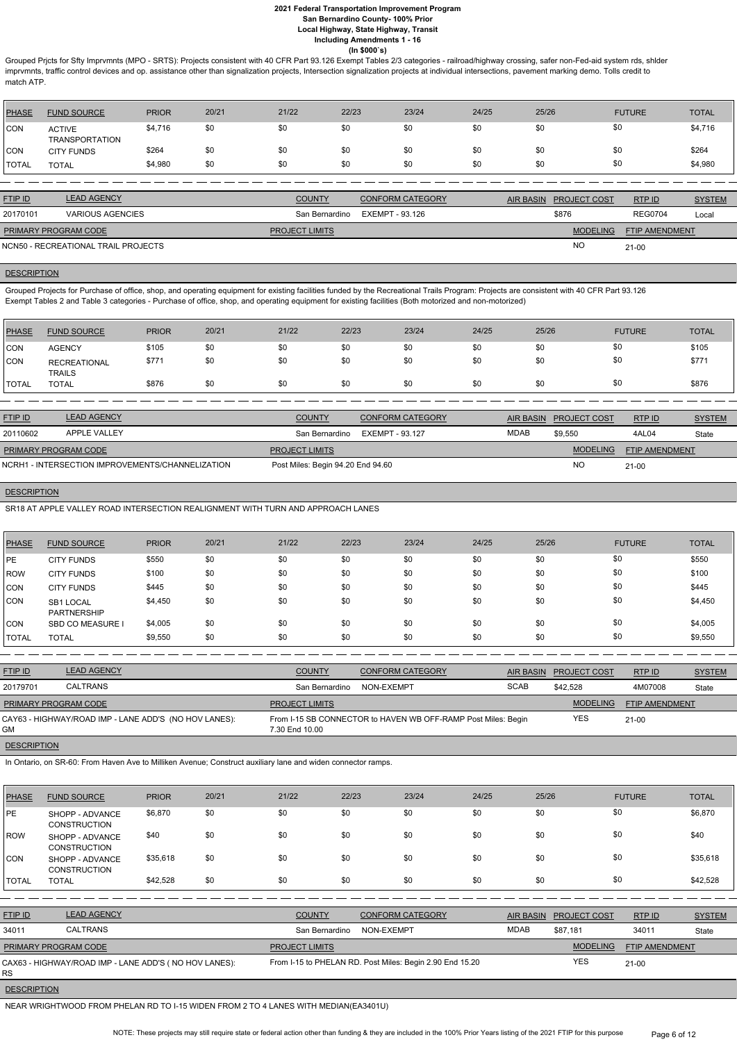# 2021 Federal Transportation Improvement Program
## San Bernardino County- 100% Prior
### Local Highway, State Highway, Transit
### Including Amendments 1 - 16
### (In $000`s)

Grouped Prjcts for Sfty Imprvmnts (MPO - SRTS): Projects consistent with 40 CFR Part 93.126 Exempt Tables 2/3 categories - railroad/highway crossing, safer non-Fed-aid system rds, shlder imprvmnts, traffic control devices and op. assistance other than signalization projects, Intersection signalization projects at individual intersections, pavement marking demo. Tolls credit to match ATP.

| PHASE | FUND SOURCE | PRIOR | 20/21 | 21/22 | 22/23 | 23/24 | 24/25 | 25/26 | FUTURE | TOTAL |
|---|---|---|---|---|---|---|---|---|---|---|
| CON | ACTIVE TRANSPORTATION | $4,716 | $0 | $0 | $0 | $0 | $0 | $0 | $0 | $4,716 |
| CON | CITY FUNDS | $264 | $0 | $0 | $0 | $0 | $0 | $0 | $0 | $264 |
| TOTAL | TOTAL | $4,980 | $0 | $0 | $0 | $0 | $0 | $0 | $0 | $4,980 |

| FTIP ID | LEAD AGENCY | COUNTY | CONFORM CATEGORY | AIR BASIN | PROJECT COST | RTP ID | SYSTEM |
|---|---|---|---|---|---|---|---|
| 20170101 | VARIOUS AGENCIES | San Bernardino | EXEMPT - 93.126 | | $876 | REG0704 | Local |

| PRIMARY PROGRAM CODE | PROJECT LIMITS | MODELING | FTIP AMENDMENT |
|---|---|---|---|
| NCN50 - RECREATIONAL TRAIL PROJECTS | | NO | 21-00 |

**DESCRIPTION**

Grouped Projects for Purchase of office, shop, and operating equipment for existing facilities funded by the Recreational Trails Program: Projects are consistent with 40 CFR Part 93.126 Exempt Tables 2 and Table 3 categories - Purchase of office, shop, and operating equipment for existing facilities (Both motorized and non-motorized)

| PHASE | FUND SOURCE | PRIOR | 20/21 | 21/22 | 22/23 | 23/24 | 24/25 | 25/26 | FUTURE | TOTAL |
|---|---|---|---|---|---|---|---|---|---|---|
| CON | AGENCY | $105 | $0 | $0 | $0 | $0 | $0 | $0 | $0 | $105 |
| CON | RECREATIONAL TRAILS | $771 | $0 | $0 | $0 | $0 | $0 | $0 | $0 | $771 |
| TOTAL | TOTAL | $876 | $0 | $0 | $0 | $0 | $0 | $0 | $0 | $876 |

| FTIP ID | LEAD AGENCY | COUNTY | CONFORM CATEGORY | AIR BASIN | PROJECT COST | RTP ID | SYSTEM |
|---|---|---|---|---|---|---|---|
| 20110602 | APPLE VALLEY | San Bernardino | EXEMPT - 93.127 | MDAB | $9,550 | 4AL04 | State |

| PRIMARY PROGRAM CODE | PROJECT LIMITS | MODELING | FTIP AMENDMENT |
|---|---|---|---|
| NCRH1 - INTERSECTION IMPROVEMENTS/CHANNELIZATION | Post Miles: Begin 94.20 End 94.60 | NO | 21-00 |

**DESCRIPTION**

SR18 AT APPLE VALLEY ROAD INTERSECTION REALIGNMENT WITH TURN AND APPROACH LANES

| PHASE | FUND SOURCE | PRIOR | 20/21 | 21/22 | 22/23 | 23/24 | 24/25 | 25/26 | FUTURE | TOTAL |
|---|---|---|---|---|---|---|---|---|---|---|
| PE | CITY FUNDS | $550 | $0 | $0 | $0 | $0 | $0 | $0 | $0 | $550 |
| ROW | CITY FUNDS | $100 | $0 | $0 | $0 | $0 | $0 | $0 | $0 | $100 |
| CON | CITY FUNDS | $445 | $0 | $0 | $0 | $0 | $0 | $0 | $0 | $445 |
| CON | SB1 LOCAL PARTNERSHIP | $4,450 | $0 | $0 | $0 | $0 | $0 | $0 | $0 | $4,450 |
| CON | SBD CO MEASURE I | $4,005 | $0 | $0 | $0 | $0 | $0 | $0 | $0 | $4,005 |
| TOTAL | TOTAL | $9,550 | $0 | $0 | $0 | $0 | $0 | $0 | $0 | $9,550 |

| FTIP ID | LEAD AGENCY | COUNTY | CONFORM CATEGORY | AIR BASIN | PROJECT COST | RTP ID | SYSTEM |
|---|---|---|---|---|---|---|---|
| 20179701 | CALTRANS | San Bernardino | NON-EXEMPT | SCAB | $42,528 | 4M07008 | State |

| PRIMARY PROGRAM CODE | PROJECT LIMITS | MODELING | FTIP AMENDMENT |
|---|---|---|---|
| CAY63 - HIGHWAY/ROAD IMP - LANE ADD'S (NO HOV LANES): GM | From I-15 SB CONNECTOR to HAVEN WB OFF-RAMP Post Miles: Begin 7.30 End 10.00 | YES | 21-00 |

**DESCRIPTION**

In Ontario, on SR-60: From Haven Ave to Milliken Avenue; Construct auxiliary lane and widen connector ramps.

| PHASE | FUND SOURCE | PRIOR | 20/21 | 21/22 | 22/23 | 23/24 | 24/25 | 25/26 | FUTURE | TOTAL |
|---|---|---|---|---|---|---|---|---|---|---|
| PE | SHOPP - ADVANCE CONSTRUCTION | $6,870 | $0 | $0 | $0 | $0 | $0 | $0 | $0 | $6,870 |
| ROW | SHOPP - ADVANCE CONSTRUCTION | $40 | $0 | $0 | $0 | $0 | $0 | $0 | $0 | $40 |
| CON | SHOPP - ADVANCE CONSTRUCTION | $35,618 | $0 | $0 | $0 | $0 | $0 | $0 | $0 | $35,618 |
| TOTAL | TOTAL | $42,528 | $0 | $0 | $0 | $0 | $0 | $0 | $0 | $42,528 |

| FTIP ID | LEAD AGENCY | COUNTY | CONFORM CATEGORY | AIR BASIN | PROJECT COST | RTP ID | SYSTEM |
|---|---|---|---|---|---|---|---|
| 34011 | CALTRANS | San Bernardino | NON-EXEMPT | MDAB | $87,181 | 34011 | State |

| PRIMARY PROGRAM CODE | PROJECT LIMITS | MODELING | FTIP AMENDMENT |
|---|---|---|---|
| CAX63 - HIGHWAY/ROAD IMP - LANE ADD'S ( NO HOV LANES): RS | From I-15 to PHELAN RD. Post Miles: Begin 2.90 End 15.20 | YES | 21-00 |

**DESCRIPTION**

NEAR WRIGHTWOOD FROM PHELAN RD TO I-15 WIDEN FROM 2 TO 4 LANES WITH MEDIAN(EA3401U)

NOTE: These projects may still require state or federal action other than funding & they are included in the 100% Prior Years listing of the 2021 FTIP for this purpose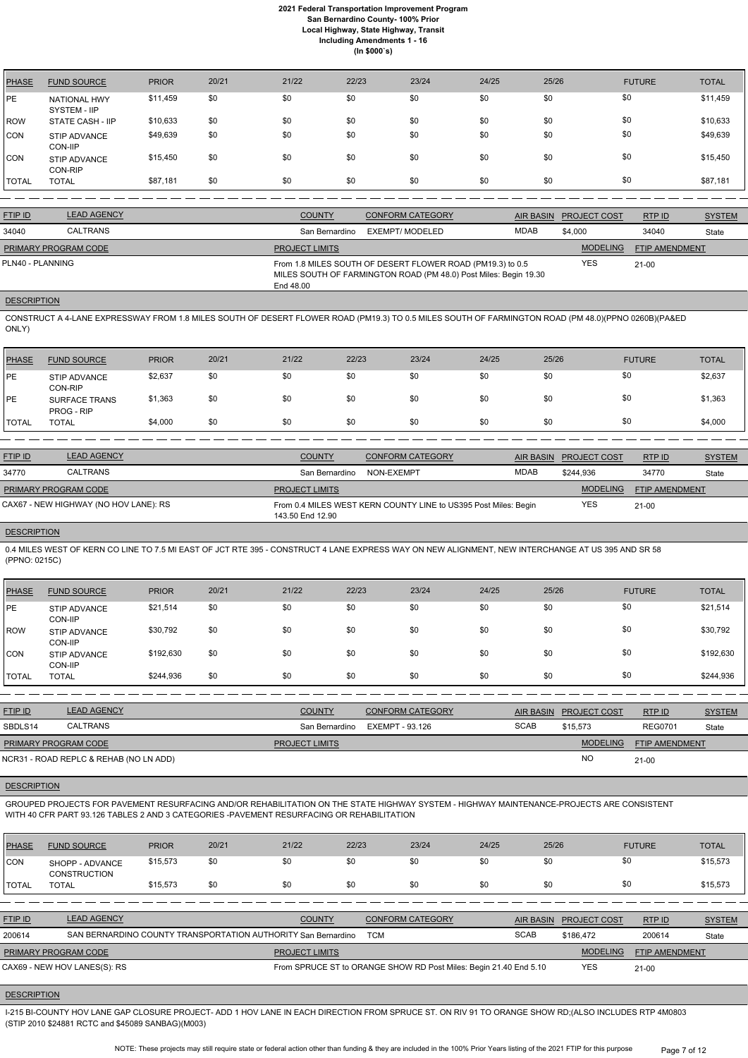| PHASE | FUND SOURCE | PRIOR | 20/21 | 21/22 | 22/23 | 23/24 | 24/25 | 25/26 | FUTURE | TOTAL |
|---|---|---|---|---|---|---|---|---|---|---|
| PE | NATIONAL HWY SYSTEM - IIP | $11,459 | $0 | $0 | $0 | $0 | $0 | $0 | $0 | $11,459 |
| ROW | STATE CASH - IIP | $10,633 | $0 | $0 | $0 | $0 | $0 | $0 | $0 | $10,633 |
| CON | STIP ADVANCE CON-IIP | $49,639 | $0 | $0 | $0 | $0 | $0 | $0 | $0 | $49,639 |
| CON | STIP ADVANCE CON-RIP | $15,450 | $0 | $0 | $0 | $0 | $0 | $0 | $0 | $15,450 |
| TOTAL | TOTAL | $87,181 | $0 | $0 | $0 | $0 | $0 | $0 | $0 | $87,181 |

| FTIP ID | LEAD AGENCY | COUNTY | CONFORM CATEGORY | AIR BASIN | PROJECT COST | RTP ID | SYSTEM |
|---|---|---|---|---|---|---|---|
| 34040 | CALTRANS | San Bernardino | EXEMPT/ MODELED | MDAB | $4,000 | 34040 | State |

| PRIMARY PROGRAM CODE | PROJECT LIMITS | MODELING | FTIP AMENDMENT |
|---|---|---|---|
| PLN40 - PLANNING | From 1.8 MILES SOUTH OF DESERT FLOWER ROAD (PM19.3) to 0.5 MILES SOUTH OF FARMINGTON ROAD (PM 48.0) Post Miles: Begin 19.30 End 48.00 | YES | 21-00 |

**DESCRIPTION**

CONSTRUCT A 4-LANE EXPRESSWAY FROM 1.8 MILES SOUTH OF DESERT FLOWER ROAD (PM19.3) TO 0.5 MILES SOUTH OF FARMINGTON ROAD (PM 48.0)(PPNO 0260B)(PA&ED ONLY)

| PHASE | FUND SOURCE | PRIOR | 20/21 | 21/22 | 22/23 | 23/24 | 24/25 | 25/26 | FUTURE | TOTAL |
|---|---|---|---|---|---|---|---|---|---|---|
| PE | STIP ADVANCE CON-RIP | $2,637 | $0 | $0 | $0 | $0 | $0 | $0 | $0 | $2,637 |
| PE | SURFACE TRANS PROG - RIP | $1,363 | $0 | $0 | $0 | $0 | $0 | $0 | $0 | $1,363 |
| TOTAL | TOTAL | $4,000 | $0 | $0 | $0 | $0 | $0 | $0 | $0 | $4,000 |

| FTIP ID | LEAD AGENCY | COUNTY | CONFORM CATEGORY | AIR BASIN | PROJECT COST | RTP ID | SYSTEM |
|---|---|---|---|---|---|---|---|
| 34770 | CALTRANS | San Bernardino | NON-EXEMPT | MDAB | $244,936 | 34770 | State |

| PRIMARY PROGRAM CODE | PROJECT LIMITS | MODELING | FTIP AMENDMENT |
|---|---|---|---|
| CAX67 - NEW HIGHWAY (NO HOV LANE): RS | From 0.4 MILES WEST KERN COUNTY LINE to US395 Post Miles: Begin 143.50 End 12.90 | YES | 21-00 |

**DESCRIPTION**

0.4 MILES WEST OF KERN CO LINE TO 7.5 MI EAST OF JCT RTE 395 - CONSTRUCT 4 LANE EXPRESS WAY ON NEW ALIGNMENT, NEW INTERCHANGE AT US 395 AND SR 58 (PPNO: 0215C)

| PHASE | FUND SOURCE | PRIOR | 20/21 | 21/22 | 22/23 | 23/24 | 24/25 | 25/26 | FUTURE | TOTAL |
|---|---|---|---|---|---|---|---|---|---|---|
| PE | STIP ADVANCE CON-IIP | $21,514 | $0 | $0 | $0 | $0 | $0 | $0 | $0 | $21,514 |
| ROW | STIP ADVANCE CON-IIP | $30,792 | $0 | $0 | $0 | $0 | $0 | $0 | $0 | $30,792 |
| CON | STIP ADVANCE CON-IIP | $192,630 | $0 | $0 | $0 | $0 | $0 | $0 | $0 | $192,630 |
| TOTAL | TOTAL | $244,936 | $0 | $0 | $0 | $0 | $0 | $0 | $0 | $244,936 |

| FTIP ID | LEAD AGENCY | COUNTY | CONFORM CATEGORY | AIR BASIN | PROJECT COST | RTP ID | SYSTEM |
|---|---|---|---|---|---|---|---|
| SBDLS14 | CALTRANS | San Bernardino | EXEMPT - 93.126 | SCAB | $15,573 | REG0701 | State |

| PRIMARY PROGRAM CODE | PROJECT LIMITS | MODELING | FTIP AMENDMENT |
|---|---|---|---|
| NCR31 - ROAD REPLC & REHAB (NO LN ADD) | | NO | 21-00 |

**DESCRIPTION**

GROUPED PROJECTS FOR PAVEMENT RESURFACING AND/OR REHABILITATION ON THE STATE HIGHWAY SYSTEM - HIGHWAY MAINTENANCE-PROJECTS ARE CONSISTENT WITH 40 CFR PART 93.126 TABLES 2 AND 3 CATEGORIES -PAVEMENT RESURFACING OR REHABILITATION

| PHASE | FUND SOURCE | PRIOR | 20/21 | 21/22 | 22/23 | 23/24 | 24/25 | 25/26 | FUTURE | TOTAL |
|---|---|---|---|---|---|---|---|---|---|---|
| CON | SHOPP - ADVANCE CONSTRUCTION | $15,573 | $0 | $0 | $0 | $0 | $0 | $0 | $0 | $15,573 |
| TOTAL | TOTAL | $15,573 | $0 | $0 | $0 | $0 | $0 | $0 | $0 | $15,573 |

| FTIP ID | LEAD AGENCY | COUNTY | CONFORM CATEGORY | AIR BASIN | PROJECT COST | RTP ID | SYSTEM |
|---|---|---|---|---|---|---|---|
| 200614 | SAN BERNARDINO COUNTY TRANSPORTATION AUTHORITY | San Bernardino | TCM | SCAB | $186,472 | 200614 | State |

| PRIMARY PROGRAM CODE | PROJECT LIMITS | MODELING | FTIP AMENDMENT |
|---|---|---|---|
| CAX69 - NEW HOV LANES(S): RS | From SPRUCE ST to ORANGE SHOW RD Post Miles: Begin 21.40 End 5.10 | YES | 21-00 |

**DESCRIPTION**

I-215 BI-COUNTY HOV LANE GAP CLOSURE PROJECT- ADD 1 HOV LANE IN EACH DIRECTION FROM SPRUCE ST. ON RIV 91 TO ORANGE SHOW RD;(ALSO INCLUDES RTP 4M0803 (STIP 2010 $24881 RCTC and $45089 SANBAG)(M003)

NOTE: These projects may still require state or federal action other than funding & they are included in the 100% Prior Years listing of the 2021 FTIP for this purpose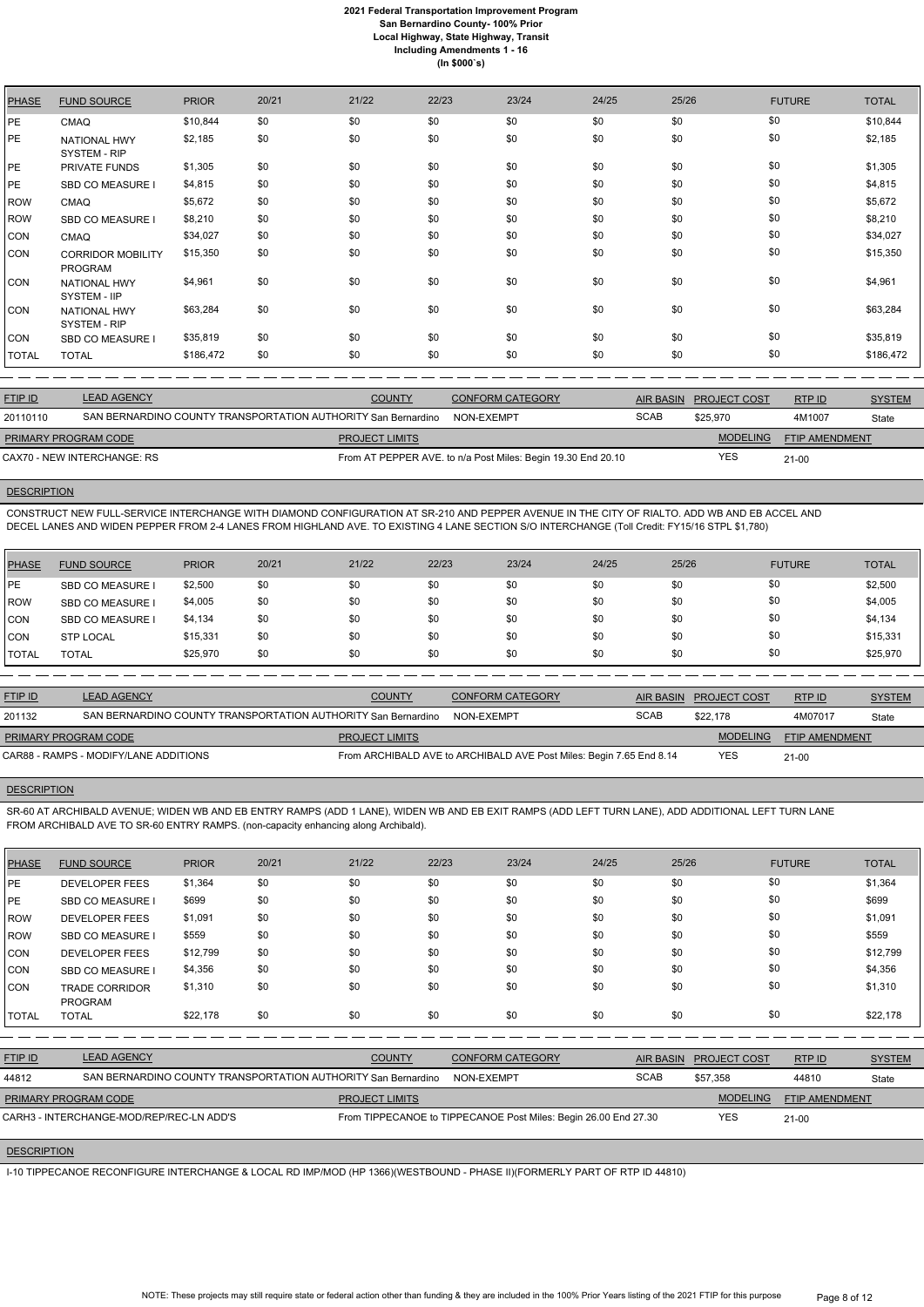# 2021 Federal Transportation Improvement Program
## San Bernardino County- 100% Prior
## Local Highway, State Highway, Transit
## Including Amendments 1 - 16
## (In $000`s)

| PHASE | FUND SOURCE | PRIOR | 20/21 | 21/22 | 22/23 | 23/24 | 24/25 | 25/26 | FUTURE | TOTAL |
|---|---|---|---|---|---|---|---|---|---|---|
| PE | CMAQ | $10,844 | $0 | $0 | $0 | $0 | $0 | $0 | $0 | $10,844 |
| PE | NATIONAL HWY SYSTEM - RIP | $2,185 | $0 | $0 | $0 | $0 | $0 | $0 | $0 | $2,185 |
| PE | PRIVATE FUNDS | $1,305 | $0 | $0 | $0 | $0 | $0 | $0 | $0 | $1,305 |
| PE | SBD CO MEASURE I | $4,815 | $0 | $0 | $0 | $0 | $0 | $0 | $0 | $4,815 |
| ROW | CMAQ | $5,672 | $0 | $0 | $0 | $0 | $0 | $0 | $0 | $5,672 |
| ROW | SBD CO MEASURE I | $8,210 | $0 | $0 | $0 | $0 | $0 | $0 | $0 | $8,210 |
| CON | CMAQ | $34,027 | $0 | $0 | $0 | $0 | $0 | $0 | $0 | $34,027 |
| CON | CORRIDOR MOBILITY PROGRAM | $15,350 | $0 | $0 | $0 | $0 | $0 | $0 | $0 | $15,350 |
| CON | NATIONAL HWY SYSTEM - IIP | $4,961 | $0 | $0 | $0 | $0 | $0 | $0 | $0 | $4,961 |
| CON | NATIONAL HWY SYSTEM - RIP | $63,284 | $0 | $0 | $0 | $0 | $0 | $0 | $0 | $63,284 |
| CON | SBD CO MEASURE I | $35,819 | $0 | $0 | $0 | $0 | $0 | $0 | $0 | $35,819 |
| TOTAL | TOTAL | $186,472 | $0 | $0 | $0 | $0 | $0 | $0 | $0 | $186,472 |

| FTIP ID | LEAD AGENCY | COUNTY | CONFORM CATEGORY | AIR BASIN | PROJECT COST | RTP ID | SYSTEM |
|---|---|---|---|---|---|---|---|
| 20110110 | SAN BERNARDINO COUNTY TRANSPORTATION AUTHORITY | San Bernardino | NON-EXEMPT | SCAB | $25,970 | 4M1007 | State |

| PRIMARY PROGRAM CODE | PROJECT LIMITS | MODELING | FTIP AMENDMENT |
|---|---|---|---|
| CAX70 - NEW INTERCHANGE: RS | From AT PEPPER AVE. to n/a Post Miles: Begin 19.30 End 20.10 | YES | 21-00 |

**DESCRIPTION**

CONSTRUCT NEW FULL-SERVICE INTERCHANGE WITH DIAMOND CONFIGURATION AT SR-210 AND PEPPER AVENUE IN THE CITY OF RIALTO. ADD WB AND EB ACCEL AND DECEL LANES AND WIDEN PEPPER FROM 2-4 LANES FROM HIGHLAND AVE. TO EXISTING 4 LANE SECTION S/O INTERCHANGE (Toll Credit: FY15/16 STPL $1,780)

| PHASE | FUND SOURCE | PRIOR | 20/21 | 21/22 | 22/23 | 23/24 | 24/25 | 25/26 | FUTURE | TOTAL |
|---|---|---|---|---|---|---|---|---|---|---|
| PE | SBD CO MEASURE I | $2,500 | $0 | $0 | $0 | $0 | $0 | $0 | $0 | $2,500 |
| ROW | SBD CO MEASURE I | $4,005 | $0 | $0 | $0 | $0 | $0 | $0 | $0 | $4,005 |
| CON | SBD CO MEASURE I | $4,134 | $0 | $0 | $0 | $0 | $0 | $0 | $0 | $4,134 |
| CON | STP LOCAL | $15,331 | $0 | $0 | $0 | $0 | $0 | $0 | $0 | $15,331 |
| TOTAL | TOTAL | $25,970 | $0 | $0 | $0 | $0 | $0 | $0 | $0 | $25,970 |

| FTIP ID | LEAD AGENCY | COUNTY | CONFORM CATEGORY | AIR BASIN | PROJECT COST | RTP ID | SYSTEM |
|---|---|---|---|---|---|---|---|
| 201132 | SAN BERNARDINO COUNTY TRANSPORTATION AUTHORITY | San Bernardino | NON-EXEMPT | SCAB | $22,178 | 4M07017 | State |

| PRIMARY PROGRAM CODE | PROJECT LIMITS | MODELING | FTIP AMENDMENT |
|---|---|---|---|
| CAR88 - RAMPS - MODIFY/LANE ADDITIONS | From ARCHIBALD AVE to ARCHIBALD AVE Post Miles: Begin 7.65 End 8.14 | YES | 21-00 |

**DESCRIPTION**

SR-60 AT ARCHIBALD AVENUE; WIDEN WB AND EB ENTRY RAMPS (ADD 1 LANE), WIDEN WB AND EB EXIT RAMPS (ADD LEFT TURN LANE), ADD ADDITIONAL LEFT TURN LANE FROM ARCHIBALD AVE TO SR-60 ENTRY RAMPS. (non-capacity enhancing along Archibald).

| PHASE | FUND SOURCE | PRIOR | 20/21 | 21/22 | 22/23 | 23/24 | 24/25 | 25/26 | FUTURE | TOTAL |
|---|---|---|---|---|---|---|---|---|---|---|
| PE | DEVELOPER FEES | $1,364 | $0 | $0 | $0 | $0 | $0 | $0 | $0 | $1,364 |
| PE | SBD CO MEASURE I | $699 | $0 | $0 | $0 | $0 | $0 | $0 | $0 | $699 |
| ROW | DEVELOPER FEES | $1,091 | $0 | $0 | $0 | $0 | $0 | $0 | $0 | $1,091 |
| ROW | SBD CO MEASURE I | $559 | $0 | $0 | $0 | $0 | $0 | $0 | $0 | $559 |
| CON | DEVELOPER FEES | $12,799 | $0 | $0 | $0 | $0 | $0 | $0 | $0 | $12,799 |
| CON | SBD CO MEASURE I | $4,356 | $0 | $0 | $0 | $0 | $0 | $0 | $0 | $4,356 |
| CON | TRADE CORRIDOR PROGRAM | $1,310 | $0 | $0 | $0 | $0 | $0 | $0 | $0 | $1,310 |
| TOTAL | TOTAL | $22,178 | $0 | $0 | $0 | $0 | $0 | $0 | $0 | $22,178 |

| FTIP ID | LEAD AGENCY | COUNTY | CONFORM CATEGORY | AIR BASIN | PROJECT COST | RTP ID | SYSTEM |
|---|---|---|---|---|---|---|---|
| 44812 | SAN BERNARDINO COUNTY TRANSPORTATION AUTHORITY | San Bernardino | NON-EXEMPT | SCAB | $57,358 | 44810 | State |

| PRIMARY PROGRAM CODE | PROJECT LIMITS | MODELING | FTIP AMENDMENT |
|---|---|---|---|
| CARH3 - INTERCHANGE-MOD/REP/REC-LN ADD'S | From TIPPECANOE to TIPPECANOE Post Miles: Begin 26.00 End 27.30 | YES | 21-00 |

**DESCRIPTION**

I-10 TIPPECANOE RECONFIGURE INTERCHANGE & LOCAL RD IMP/MOD (HP 1366)(WESTBOUND - PHASE II)(FORMERLY PART OF RTP ID 44810)

NOTE: These projects may still require state or federal action other than funding & they are included in the 100% Prior Years listing of the 2021 FTIP for this purpose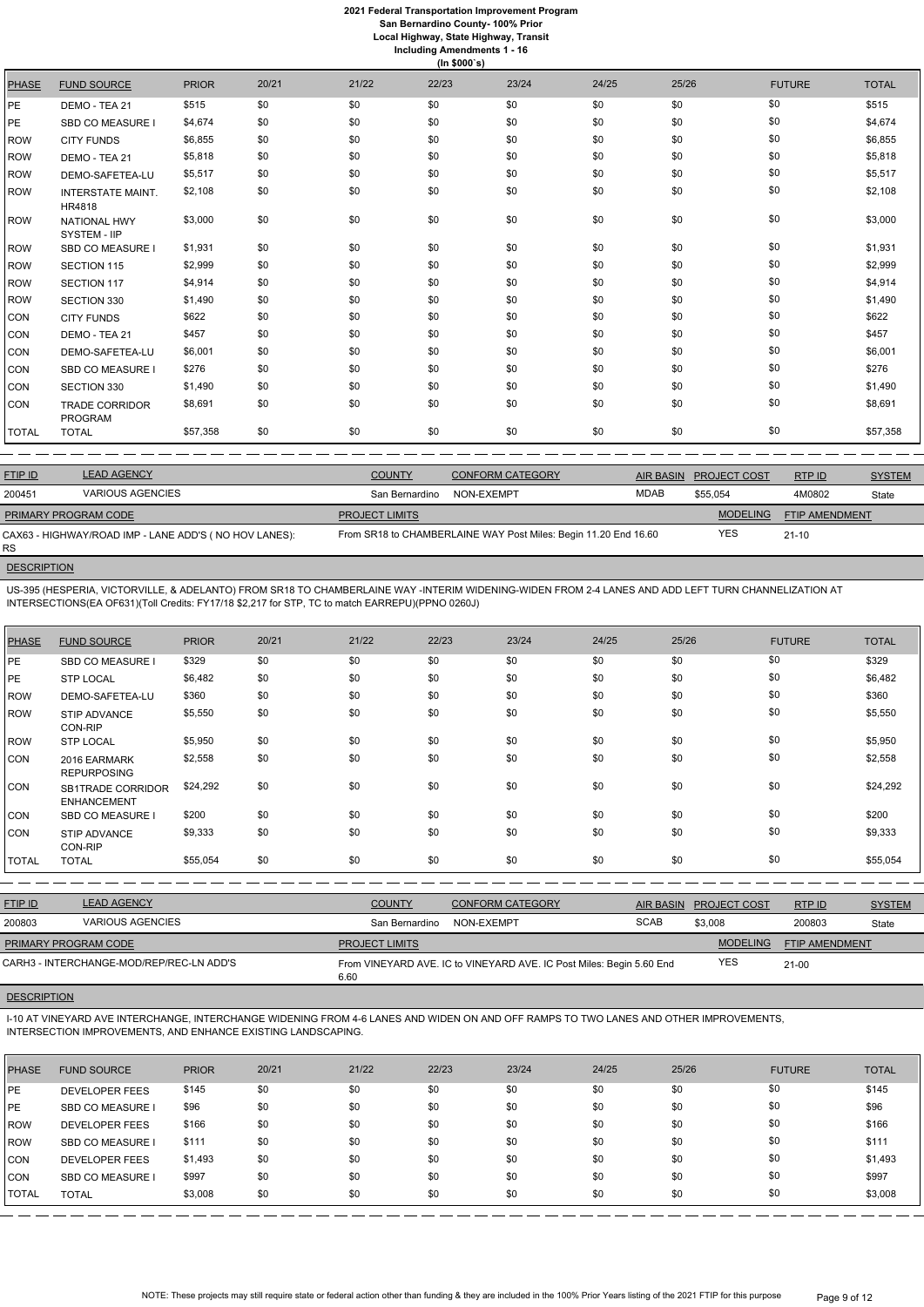# 2021 Federal Transportation Improvement Program
## San Bernardino County- 100% Prior
### Local Highway, State Highway, Transit
### Including Amendments 1 - 16
(In $000`s)

| PHASE | FUND SOURCE | PRIOR | 20/21 | 21/22 | 22/23 | 23/24 | 24/25 | 25/26 | FUTURE | TOTAL |
|---|---|---|---|---|---|---|---|---|---|---|
| PE | DEMO - TEA 21 | $515 | $0 | $0 | $0 | $0 | $0 | $0 | $0 | $515 |
| PE | SBD CO MEASURE I | $4,674 | $0 | $0 | $0 | $0 | $0 | $0 | $0 | $4,674 |
| ROW | CITY FUNDS | $6,855 | $0 | $0 | $0 | $0 | $0 | $0 | $0 | $6,855 |
| ROW | DEMO - TEA 21 | $5,818 | $0 | $0 | $0 | $0 | $0 | $0 | $0 | $5,818 |
| ROW | DEMO-SAFETEA-LU | $5,517 | $0 | $0 | $0 | $0 | $0 | $0 | $0 | $5,517 |
| ROW | INTERSTATE MAINT. HR4818 | $2,108 | $0 | $0 | $0 | $0 | $0 | $0 | $0 | $2,108 |
| ROW | NATIONAL HWY SYSTEM - IIP | $3,000 | $0 | $0 | $0 | $0 | $0 | $0 | $0 | $3,000 |
| ROW | SBD CO MEASURE I | $1,931 | $0 | $0 | $0 | $0 | $0 | $0 | $0 | $1,931 |
| ROW | SECTION 115 | $2,999 | $0 | $0 | $0 | $0 | $0 | $0 | $0 | $2,999 |
| ROW | SECTION 117 | $4,914 | $0 | $0 | $0 | $0 | $0 | $0 | $0 | $4,914 |
| ROW | SECTION 330 | $1,490 | $0 | $0 | $0 | $0 | $0 | $0 | $0 | $1,490 |
| CON | CITY FUNDS | $622 | $0 | $0 | $0 | $0 | $0 | $0 | $0 | $622 |
| CON | DEMO - TEA 21 | $457 | $0 | $0 | $0 | $0 | $0 | $0 | $0 | $457 |
| CON | DEMO-SAFETEA-LU | $6,001 | $0 | $0 | $0 | $0 | $0 | $0 | $0 | $6,001 |
| CON | SBD CO MEASURE I | $276 | $0 | $0 | $0 | $0 | $0 | $0 | $0 | $276 |
| CON | SECTION 330 | $1,490 | $0 | $0 | $0 | $0 | $0 | $0 | $0 | $1,490 |
| CON | TRADE CORRIDOR PROGRAM | $8,691 | $0 | $0 | $0 | $0 | $0 | $0 | $0 | $8,691 |
| TOTAL | TOTAL | $57,358 | $0 | $0 | $0 | $0 | $0 | $0 | $0 | $57,358 |

| FTIP ID | LEAD AGENCY | COUNTY | CONFORM CATEGORY | AIR BASIN | PROJECT COST | RTP ID | SYSTEM |
|---|---|---|---|---|---|---|---|
| 200451 | VARIOUS AGENCIES | San Bernardino | NON-EXEMPT | MDAB | $55,054 | 4M0802 | State |

| PRIMARY PROGRAM CODE | PROJECT LIMITS | MODELING | FTIP AMENDMENT |
|---|---|---|---|
| CAX63 - HIGHWAY/ROAD IMP - LANE ADD'S ( NO HOV LANES): RS | From SR18 to CHAMBERLAINE WAY Post Miles: Begin 11.20 End 16.60 | YES | 21-10 |

**DESCRIPTION**

US-395 (HESPERIA, VICTORVILLE, & ADELANTO) FROM SR18 TO CHAMBERLAINE WAY -INTERIM WIDENING-WIDEN FROM 2-4 LANES AND ADD LEFT TURN CHANNELIZATION AT INTERSECTIONS(EA OF631)(Toll Credits: FY17/18 $2,217 for STP, TC to match EARREPU)(PPNO 0260J)

| PHASE | FUND SOURCE | PRIOR | 20/21 | 21/22 | 22/23 | 23/24 | 24/25 | 25/26 | FUTURE | TOTAL |
|---|---|---|---|---|---|---|---|---|---|---|
| PE | SBD CO MEASURE I | $329 | $0 | $0 | $0 | $0 | $0 | $0 | $0 | $329 |
| PE | STP LOCAL | $6,482 | $0 | $0 | $0 | $0 | $0 | $0 | $0 | $6,482 |
| ROW | DEMO-SAFETEA-LU | $360 | $0 | $0 | $0 | $0 | $0 | $0 | $0 | $360 |
| ROW | STIP ADVANCE CON-RIP | $5,550 | $0 | $0 | $0 | $0 | $0 | $0 | $0 | $5,550 |
| ROW | STP LOCAL | $5,950 | $0 | $0 | $0 | $0 | $0 | $0 | $0 | $5,950 |
| CON | 2016 EARMARK REPURPOSING | $2,558 | $0 | $0 | $0 | $0 | $0 | $0 | $0 | $2,558 |
| CON | SB1TRADE CORRIDOR ENHANCEMENT | $24,292 | $0 | $0 | $0 | $0 | $0 | $0 | $0 | $24,292 |
| CON | SBD CO MEASURE I | $200 | $0 | $0 | $0 | $0 | $0 | $0 | $0 | $200 |
| CON | STIP ADVANCE CON-RIP | $9,333 | $0 | $0 | $0 | $0 | $0 | $0 | $0 | $9,333 |
| TOTAL | TOTAL | $55,054 | $0 | $0 | $0 | $0 | $0 | $0 | $0 | $55,054 |

| FTIP ID | LEAD AGENCY | COUNTY | CONFORM CATEGORY | AIR BASIN | PROJECT COST | RTP ID | SYSTEM |
|---|---|---|---|---|---|---|---|
| 200803 | VARIOUS AGENCIES | San Bernardino | NON-EXEMPT | SCAB | $3,008 | 200803 | State |

| PRIMARY PROGRAM CODE | PROJECT LIMITS | MODELING | FTIP AMENDMENT |
|---|---|---|---|
| CARH3 - INTERCHANGE-MOD/REP/REC-LN ADD'S | From VINEYARD AVE. IC to VINEYARD AVE. IC Post Miles: Begin 5.60 End 6.60 | YES | 21-00 |

**DESCRIPTION**

I-10 AT VINEYARD AVE INTERCHANGE, INTERCHANGE WIDENING FROM 4-6 LANES AND WIDEN ON AND OFF RAMPS TO TWO LANES AND OTHER IMPROVEMENTS, INTERSECTION IMPROVEMENTS, AND ENHANCE EXISTING LANDSCAPING.

| PHASE | FUND SOURCE | PRIOR | 20/21 | 21/22 | 22/23 | 23/24 | 24/25 | 25/26 | FUTURE | TOTAL |
|---|---|---|---|---|---|---|---|---|---|---|
| PE | DEVELOPER FEES | $145 | $0 | $0 | $0 | $0 | $0 | $0 | $0 | $145 |
| PE | SBD CO MEASURE I | $96 | $0 | $0 | $0 | $0 | $0 | $0 | $0 | $96 |
| ROW | DEVELOPER FEES | $166 | $0 | $0 | $0 | $0 | $0 | $0 | $0 | $166 |
| ROW | SBD CO MEASURE I | $111 | $0 | $0 | $0 | $0 | $0 | $0 | $0 | $111 |
| CON | DEVELOPER FEES | $1,493 | $0 | $0 | $0 | $0 | $0 | $0 | $0 | $1,493 |
| CON | SBD CO MEASURE I | $997 | $0 | $0 | $0 | $0 | $0 | $0 | $0 | $997 |
| TOTAL | TOTAL | $3,008 | $0 | $0 | $0 | $0 | $0 | $0 | $0 | $3,008 |

NOTE: These projects may still require state or federal action other than funding & they are included in the 100% Prior Years listing of the 2021 FTIP for this purpose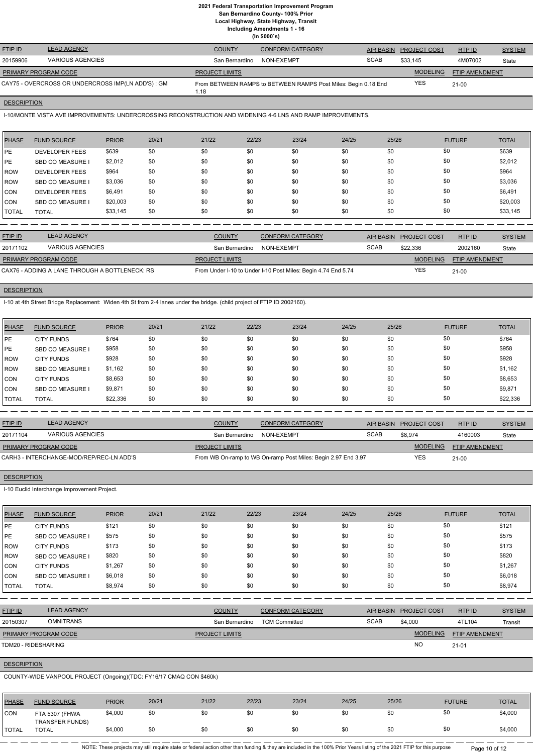# 2021 Federal Transportation Improvement Program
## San Bernardino County- 100% Prior
### Local Highway, State Highway, Transit
### Including Amendments 1 - 16
### (In $000`s)

| FTIP ID | LEAD AGENCY | COUNTY | CONFORM CATEGORY | AIR BASIN | PROJECT COST | RTP ID | SYSTEM |
|---|---|---|---|---|---|---|---|
| 20159906 | VARIOUS AGENCIES | San Bernardino | NON-EXEMPT | SCAB | $33,145 | 4M07002 | State |

| PRIMARY PROGRAM CODE | PROJECT LIMITS | MODELING | FTIP AMENDMENT |
|---|---|---|---|
| CAY75 - OVERCROSS OR UNDERCROSS IMP(LN ADD'S) : GM | From BETWEEN RAMPS to BETWEEN RAMPS Post Miles: Begin 0.18 End 1.18 | YES | 21-00 |

**DESCRIPTION**

I-10/MONTE VISTA AVE IMPROVEMENTS: UNDERCROSSING RECONSTRUCTION AND WIDENING 4-6 LNS AND RAMP IMPROVEMENTS.

| PHASE | FUND SOURCE | PRIOR | 20/21 | 21/22 | 22/23 | 23/24 | 24/25 | 25/26 | FUTURE | TOTAL |
|---|---|---|---|---|---|---|---|---|---|---|
| PE | DEVELOPER FEES | $639 | $0 | $0 | $0 | $0 | $0 | $0 | $0 | $639 |
| PE | SBD CO MEASURE I | $2,012 | $0 | $0 | $0 | $0 | $0 | $0 | $0 | $2,012 |
| ROW | DEVELOPER FEES | $964 | $0 | $0 | $0 | $0 | $0 | $0 | $0 | $964 |
| ROW | SBD CO MEASURE I | $3,036 | $0 | $0 | $0 | $0 | $0 | $0 | $0 | $3,036 |
| CON | DEVELOPER FEES | $6,491 | $0 | $0 | $0 | $0 | $0 | $0 | $0 | $6,491 |
| CON | SBD CO MEASURE I | $20,003 | $0 | $0 | $0 | $0 | $0 | $0 | $0 | $20,003 |
| TOTAL | TOTAL | $33,145 | $0 | $0 | $0 | $0 | $0 | $0 | $0 | $33,145 |

| FTIP ID | LEAD AGENCY | COUNTY | CONFORM CATEGORY | AIR BASIN | PROJECT COST | RTP ID | SYSTEM |
|---|---|---|---|---|---|---|---|
| 20171102 | VARIOUS AGENCIES | San Bernardino | NON-EXEMPT | SCAB | $22,336 | 2002160 | State |

| PRIMARY PROGRAM CODE | PROJECT LIMITS | MODELING | FTIP AMENDMENT |
|---|---|---|---|
| CAX76 - ADDING A LANE THROUGH A BOTTLENECK: RS | From Under I-10 to Under I-10 Post Miles: Begin 4.74 End 5.74 | YES | 21-00 |

**DESCRIPTION**

I-10 at 4th Street Bridge Replacement: Widen 4th St from 2-4 lanes under the bridge. (child project of FTIP ID 2002160).

| PHASE | FUND SOURCE | PRIOR | 20/21 | 21/22 | 22/23 | 23/24 | 24/25 | 25/26 | FUTURE | TOTAL |
|---|---|---|---|---|---|---|---|---|---|---|
| PE | CITY FUNDS | $764 | $0 | $0 | $0 | $0 | $0 | $0 | $0 | $764 |
| PE | SBD CO MEASURE I | $958 | $0 | $0 | $0 | $0 | $0 | $0 | $0 | $958 |
| ROW | CITY FUNDS | $928 | $0 | $0 | $0 | $0 | $0 | $0 | $0 | $928 |
| ROW | SBD CO MEASURE I | $1,162 | $0 | $0 | $0 | $0 | $0 | $0 | $0 | $1,162 |
| CON | CITY FUNDS | $8,653 | $0 | $0 | $0 | $0 | $0 | $0 | $0 | $8,653 |
| CON | SBD CO MEASURE I | $9,871 | $0 | $0 | $0 | $0 | $0 | $0 | $0 | $9,871 |
| TOTAL | TOTAL | $22,336 | $0 | $0 | $0 | $0 | $0 | $0 | $0 | $22,336 |

| FTIP ID | LEAD AGENCY | COUNTY | CONFORM CATEGORY | AIR BASIN | PROJECT COST | RTP ID | SYSTEM |
|---|---|---|---|---|---|---|---|
| 20171104 | VARIOUS AGENCIES | San Bernardino | NON-EXEMPT | SCAB | $8,974 | 4160003 | State |

| PRIMARY PROGRAM CODE | PROJECT LIMITS | MODELING | FTIP AMENDMENT |
|---|---|---|---|
| CARH3 - INTERCHANGE-MOD/REP/REC-LN ADD'S | From WB On-ramp to WB On-ramp Post Miles: Begin 2.97 End 3.97 | YES | 21-00 |

**DESCRIPTION**

I-10 Euclid Interchange Improvement Project.

| PHASE | FUND SOURCE | PRIOR | 20/21 | 21/22 | 22/23 | 23/24 | 24/25 | 25/26 | FUTURE | TOTAL |
|---|---|---|---|---|---|---|---|---|---|---|
| PE | CITY FUNDS | $121 | $0 | $0 | $0 | $0 | $0 | $0 | $0 | $121 |
| PE | SBD CO MEASURE I | $575 | $0 | $0 | $0 | $0 | $0 | $0 | $0 | $575 |
| ROW | CITY FUNDS | $173 | $0 | $0 | $0 | $0 | $0 | $0 | $0 | $173 |
| ROW | SBD CO MEASURE I | $820 | $0 | $0 | $0 | $0 | $0 | $0 | $0 | $820 |
| CON | CITY FUNDS | $1,267 | $0 | $0 | $0 | $0 | $0 | $0 | $0 | $1,267 |
| CON | SBD CO MEASURE I | $6,018 | $0 | $0 | $0 | $0 | $0 | $0 | $0 | $6,018 |
| TOTAL | TOTAL | $8,974 | $0 | $0 | $0 | $0 | $0 | $0 | $0 | $8,974 |

| FTIP ID | LEAD AGENCY | COUNTY | CONFORM CATEGORY | AIR BASIN | PROJECT COST | RTP ID | SYSTEM |
|---|---|---|---|---|---|---|---|
| 20150307 | OMNITRANS | San Bernardino | TCM Committed | SCAB | $4,000 | 4TL104 | Transit |

| PRIMARY PROGRAM CODE | PROJECT LIMITS | MODELING | FTIP AMENDMENT |
|---|---|---|---|
| TDM20 - RIDESHARING | | NO | 21-01 |

**DESCRIPTION**

COUNTY-WIDE VANPOOL PROJECT (Ongoing)(TDC: FY16/17 CMAQ CON $460k)

| PHASE | FUND SOURCE | PRIOR | 20/21 | 21/22 | 22/23 | 23/24 | 24/25 | 25/26 | FUTURE | TOTAL |
|---|---|---|---|---|---|---|---|---|---|---|
| CON | FTA 5307 (FHWA TRANSFER FUNDS) | $4,000 | $0 | $0 | $0 | $0 | $0 | $0 | $0 | $4,000 |
| TOTAL | TOTAL | $4,000 | $0 | $0 | $0 | $0 | $0 | $0 | $0 | $4,000 |

NOTE: These projects may still require state or federal action other than funding & they are included in the 100% Prior Years listing of the 2021 FTIP for this purpose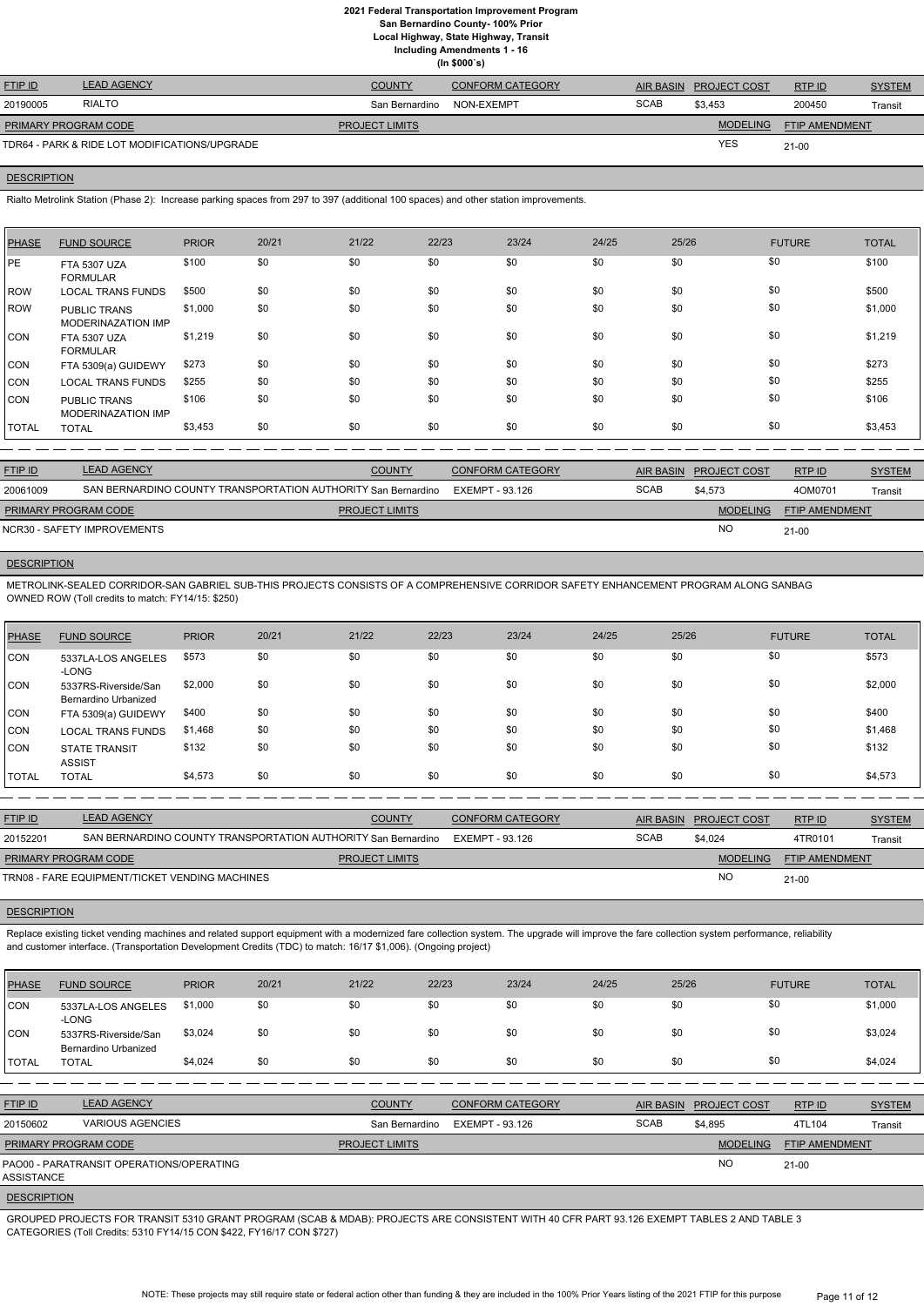# 2021 Federal Transportation Improvement Program
## San Bernardino County- 100% Prior
### Local Highway, State Highway, Transit
### Including Amendments 1 - 16
### (In $000`s)

| FTIP ID | LEAD AGENCY | COUNTY | CONFORM CATEGORY | AIR BASIN | PROJECT COST | RTP ID | SYSTEM |
|---|---|---|---|---|---|---|---|
| 20190005 | RIALTO | San Bernardino | NON-EXEMPT | SCAB | $3,453 | 200450 | Transit |

| PRIMARY PROGRAM CODE | PROJECT LIMITS | MODELING | FTIP AMENDMENT |
|---|---|---|---|
| TDR64 - PARK & RIDE LOT MODIFICATIONS/UPGRADE | | YES | 21-00 |

**DESCRIPTION**

Rialto Metrolink Station (Phase 2): Increase parking spaces from 297 to 397 (additional 100 spaces) and other station improvements.

| PHASE | FUND SOURCE | PRIOR | 20/21 | 21/22 | 22/23 | 23/24 | 24/25 | 25/26 | FUTURE | TOTAL |
|---|---|---|---|---|---|---|---|---|---|---|
| PE | FTA 5307 UZA FORMULAR | $100 | $0 | $0 | $0 | $0 | $0 | $0 | $0 | $100 |
| ROW | LOCAL TRANS FUNDS | $500 | $0 | $0 | $0 | $0 | $0 | $0 | $0 | $500 |
| ROW | PUBLIC TRANS MODERINAZATION IMP | $1,000 | $0 | $0 | $0 | $0 | $0 | $0 | $0 | $1,000 |
| CON | FTA 5307 UZA FORMULAR | $1,219 | $0 | $0 | $0 | $0 | $0 | $0 | $0 | $1,219 |
| CON | FTA 5309(a) GUIDEWY | $273 | $0 | $0 | $0 | $0 | $0 | $0 | $0 | $273 |
| CON | LOCAL TRANS FUNDS | $255 | $0 | $0 | $0 | $0 | $0 | $0 | $0 | $255 |
| CON | PUBLIC TRANS MODERINAZATION IMP | $106 | $0 | $0 | $0 | $0 | $0 | $0 | $0 | $106 |
| TOTAL | TOTAL | $3,453 | $0 | $0 | $0 | $0 | $0 | $0 | $0 | $3,453 |

| FTIP ID | LEAD AGENCY | COUNTY | CONFORM CATEGORY | AIR BASIN | PROJECT COST | RTP ID | SYSTEM |
|---|---|---|---|---|---|---|---|
| 20061009 | SAN BERNARDINO COUNTY TRANSPORTATION AUTHORITY | San Bernardino | EXEMPT - 93.126 | SCAB | $4,573 | 4OM0701 | Transit |

| PRIMARY PROGRAM CODE | PROJECT LIMITS | MODELING | FTIP AMENDMENT |
|---|---|---|---|
| NCR30 - SAFETY IMPROVEMENTS | | NO | 21-00 |

**DESCRIPTION**

METROLINK-SEALED CORRIDOR-SAN GABRIEL SUB-THIS PROJECTS CONSISTS OF A COMPREHENSIVE CORRIDOR SAFETY ENHANCEMENT PROGRAM ALONG SANBAG OWNED ROW (Toll credits to match: FY14/15: $250)

| PHASE | FUND SOURCE | PRIOR | 20/21 | 21/22 | 22/23 | 23/24 | 24/25 | 25/26 | FUTURE | TOTAL |
|---|---|---|---|---|---|---|---|---|---|---|
| CON | 5337LA-LOS ANGELES -LONG | $573 | $0 | $0 | $0 | $0 | $0 | $0 | $0 | $573 |
| CON | 5337RS-Riverside/San Bernardino Urbanized | $2,000 | $0 | $0 | $0 | $0 | $0 | $0 | $0 | $2,000 |
| CON | FTA 5309(a) GUIDEWY | $400 | $0 | $0 | $0 | $0 | $0 | $0 | $0 | $400 |
| CON | LOCAL TRANS FUNDS | $1,468 | $0 | $0 | $0 | $0 | $0 | $0 | $0 | $1,468 |
| CON | STATE TRANSIT ASSIST | $132 | $0 | $0 | $0 | $0 | $0 | $0 | $0 | $132 |
| TOTAL | TOTAL | $4,573 | $0 | $0 | $0 | $0 | $0 | $0 | $0 | $4,573 |

| FTIP ID | LEAD AGENCY | COUNTY | CONFORM CATEGORY | AIR BASIN | PROJECT COST | RTP ID | SYSTEM |
|---|---|---|---|---|---|---|---|
| 20152201 | SAN BERNARDINO COUNTY TRANSPORTATION AUTHORITY | San Bernardino | EXEMPT - 93.126 | SCAB | $4,024 | 4TR0101 | Transit |

| PRIMARY PROGRAM CODE | PROJECT LIMITS | MODELING | FTIP AMENDMENT |
|---|---|---|---|
| TRN08 - FARE EQUIPMENT/TICKET VENDING MACHINES | | NO | 21-00 |

**DESCRIPTION**

Replace existing ticket vending machines and related support equipment with a modernized fare collection system. The upgrade will improve the fare collection system performance, reliability and customer interface. (Transportation Development Credits (TDC) to match: 16/17 $1,006). (Ongoing project)

| PHASE | FUND SOURCE | PRIOR | 20/21 | 21/22 | 22/23 | 23/24 | 24/25 | 25/26 | FUTURE | TOTAL |
|---|---|---|---|---|---|---|---|---|---|---|
| CON | 5337LA-LOS ANGELES -LONG | $1,000 | $0 | $0 | $0 | $0 | $0 | $0 | $0 | $1,000 |
| CON | 5337RS-Riverside/San Bernardino Urbanized | $3,024 | $0 | $0 | $0 | $0 | $0 | $0 | $0 | $3,024 |
| TOTAL | TOTAL | $4,024 | $0 | $0 | $0 | $0 | $0 | $0 | $0 | $4,024 |

| FTIP ID | LEAD AGENCY | COUNTY | CONFORM CATEGORY | AIR BASIN | PROJECT COST | RTP ID | SYSTEM |
|---|---|---|---|---|---|---|---|
| 20150602 | VARIOUS AGENCIES | San Bernardino | EXEMPT - 93.126 | SCAB | $4,895 | 4TL104 | Transit |

| PRIMARY PROGRAM CODE | PROJECT LIMITS | MODELING | FTIP AMENDMENT |
|---|---|---|---|
| PAO00 - PARATRANSIT OPERATIONS/OPERATING ASSISTANCE | | NO | 21-00 |

**DESCRIPTION**

GROUPED PROJECTS FOR TRANSIT 5310 GRANT PROGRAM (SCAB & MDAB): PROJECTS ARE CONSISTENT WITH 40 CFR PART 93.126 EXEMPT TABLES 2 AND TABLE 3 CATEGORIES (Toll Credits: 5310 FY14/15 CON $422, FY16/17 CON $727)

NOTE: These projects may still require state or federal action other than funding & they are included in the 100% Prior Years listing of the 2021 FTIP for this purpose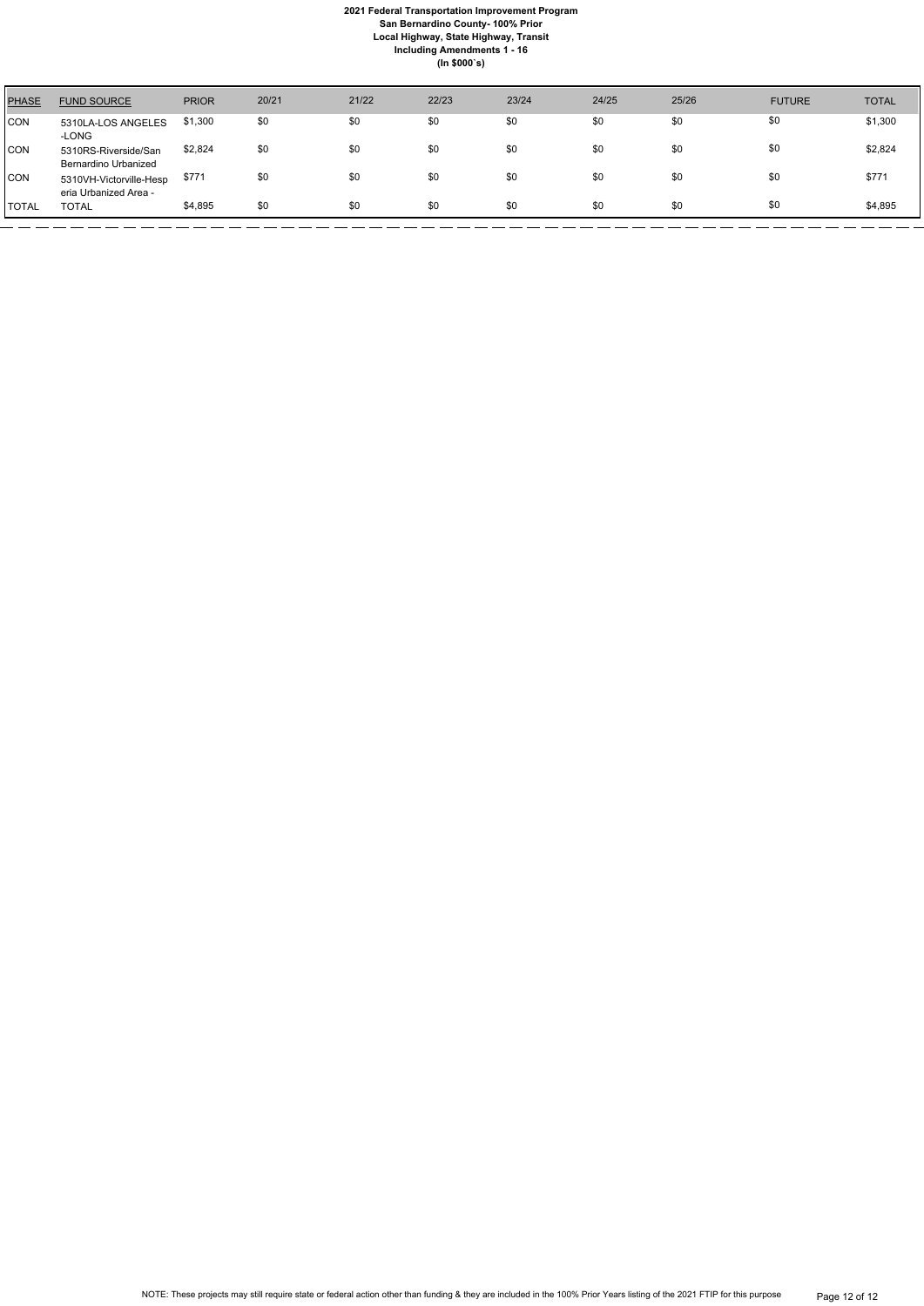| PHASE | FUND SOURCE | PRIOR | 20/21 | 21/22 | 22/23 | 23/24 | 24/25 | 25/26 | FUTURE | TOTAL |
|---|---|---|---|---|---|---|---|---|---|---|
| CON | 5310LA-LOS ANGELES -LONG | $1,300 | $0 | $0 | $0 | $0 | $0 | $0 | $0 | $1,300 |
| CON | 5310RS-Riverside/San Bernardino Urbanized | $2,824 | $0 | $0 | $0 | $0 | $0 | $0 | $0 | $2,824 |
| CON | 5310VH-Victorville-Hesperia Urbanized Area - | $771 | $0 | $0 | $0 | $0 | $0 | $0 | $0 | $771 |
| TOTAL | TOTAL | $4,895 | $0 | $0 | $0 | $0 | $0 | $0 | $0 | $4,895 |